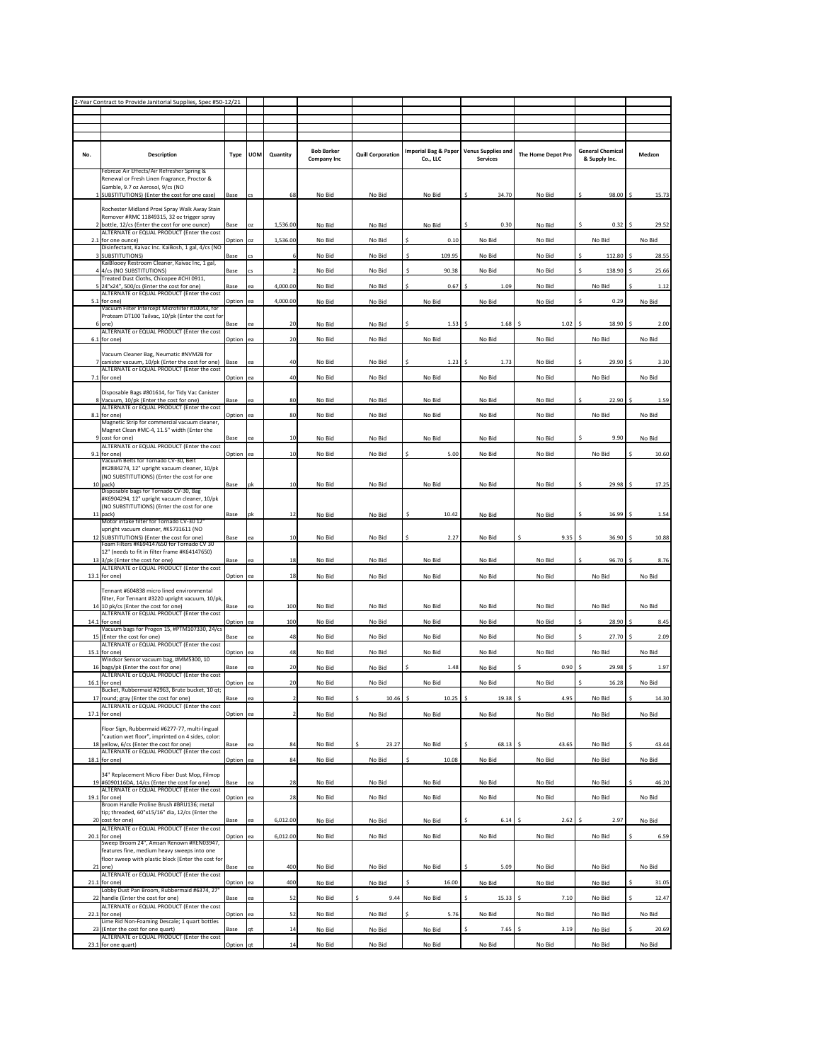2-Year Contract to Provide Janitorial Supplies, Spec #50-12/21

| No. | Description | Type | UOM | Quantity | Bob Barker Company Inc | Quill Corporation | Imperial Bag & Paper Co., LLC | Venus Supplies and Services | The Home Depot Pro | General Chemical & Supply Inc. | Medzon |
|---|---|---|---|---|---|---|---|---|---|---|---|
| 1 | Febreze Air Effects/Air Refresher Spring & Renewal or Fresh Linen fragrance, Proctor & Gamble, 9.7 oz Aerosol, 9/cs (NO SUBSTITUTIONS) (Enter the cost for one case) | Base | cs | 68 | No Bid | No Bid | No Bid | $ 34.70 | No Bid | $ 98.00 | $ 15.73 |
| 2 | Rochester Midland Proxi Spray Walk Away Stain Remover #RMC 11849315, 32 oz trigger spray bottle, 12/cs (Enter the cost for one ounce) | Base | oz | 1,536.00 | No Bid | No Bid | No Bid | $ 0.30 | No Bid | $ 0.32 | $ 29.52 |
| 2.1 | ALTERNATE or EQUAL PRODUCT (Enter the cost for one ounce) | Option | oz | 1,536.00 | No Bid | No Bid | $ 0.10 | No Bid | No Bid | No Bid | No Bid |
| 3 | Disinfectant, Kaivac Inc. KaiBosh, 1 gal, 4/cs (NO SUBSTITUTIONS) | Base | cs | 6 | No Bid | No Bid | $ 109.95 | No Bid | No Bid | $ 112.80 | $ 28.55 |
| 4 | KaiBlooey Restroom Cleaner, Kaivac Inc, 1 gal, 4/cs (NO SUBSTITUTIONS) | Base | cs | 2 | No Bid | No Bid | $ 90.38 | No Bid | No Bid | $ 138.90 | $ 25.66 |
| 5 | Treated Dust Cloths, Chicopee #CHI 0911, 24"x24", 500/cs (Enter the cost for one) | Base | ea | 4,000.00 | No Bid | No Bid | $ 0.67 | $ 1.09 | No Bid | No Bid | $ 1.12 |
| 5.1 | ALTERNATE or EQUAL PRODUCT (Enter the cost for one) | Option | ea | 4,000.00 | No Bid | No Bid | No Bid | No Bid | No Bid | $ 0.29 | No Bid |
| 6 | Vacuum Filter Intercept Microfilter #10043, for Proteam DT100 Tailvac, 10/pk (Enter the cost for one) | Base | ea | 20 | No Bid | No Bid | $ 1.53 | $ 1.68 | $ 1.02 | $ 18.90 | $ 2.00 |
| 6.1 | ALTERNATE or EQUAL PRODUCT (Enter the cost for one) | Option | ea | 20 | No Bid | No Bid | No Bid | No Bid | No Bid | No Bid | No Bid |
| 7 | Vacuum Cleaner Bag, Neumatic #NVM2B for canister vacuum, 10/pk (Enter the cost for one) | Base | ea | 40 | No Bid | No Bid | $ 1.23 | $ 1.73 | No Bid | $ 29.90 | $ 3.30 |
| 7.1 | ALTERNATE or EQUAL PRODUCT (Enter the cost for one) | Option | ea | 40 | No Bid | No Bid | No Bid | No Bid | No Bid | No Bid | No Bid |
| 8 | Disposable Bags #801614, for Tidy Vac Canister Vacuum, 10/pk (Enter the cost for one) | Base | ea | 80 | No Bid | No Bid | No Bid | No Bid | No Bid | $ 22.90 | $ 1.59 |
| 8.1 | ALTERNATE or EQUAL PRODUCT (Enter the cost for one) | Option | ea | 80 | No Bid | No Bid | No Bid | No Bid | No Bid | No Bid | No Bid |
| 9 | Magnetic Strip for commercial vacuum cleaner, Magnet Clean #MC-4, 11.5" width (Enter the cost for one) | Base | ea | 10 | No Bid | No Bid | No Bid | No Bid | No Bid | $ 9.90 | No Bid |
| 9.1 | ALTERNATE or EQUAL PRODUCT (Enter the cost for one) | Option | ea | 10 | No Bid | No Bid | $ 5.00 | No Bid | No Bid | No Bid | $ 10.60 |
| 10 | Vacuum Belts for Tornado CV-30, Belt #K2884274, 12" upright vacuum cleaner, 10/pk (NO SUBSTITUTIONS) (Enter the cost for one pack) | Base | pk | 10 | No Bid | No Bid | No Bid | No Bid | No Bid | $ 29.98 | $ 17.25 |
| 11 | Disposable bags for Tornado CV-30, Bag #K6904294, 12" upright vacuum cleaner, 10/pk (NO SUBSTITUTIONS) (Enter the cost for one pack) | Base | pk | 12 | No Bid | No Bid | $ 10.42 | No Bid | No Bid | $ 16.99 | $ 1.54 |
| 12 | Motor intake filter for Tornado CV-30 12" upright vacuum cleaner, #K5731611 (NO SUBSTITUTIONS) (Enter the cost for one) | Base | ea | 10 | No Bid | No Bid | $ 2.27 | No Bid | $ 9.35 | $ 36.90 | $ 10.88 |
| 13 | Foam Filters #K69414765O for Tornado CV 30 12" (needs to fit in filter frame #K64147650) 3/pk (Enter the cost for one) | Base | ea | 18 | No Bid | No Bid | No Bid | No Bid | No Bid | $ 96.70 | $ 8.76 |
| 13.1 | ALTERNATE or EQUAL PRODUCT (Enter the cost for one) | Option | ea | 18 | No Bid | No Bid | No Bid | No Bid | No Bid | No Bid | No Bid |
| 14 | Tennant #604838 micro lined environmental filter, For Tennant #3220 upright vacuum, 10/pk, 10 pk/cs (Enter the cost for one) | Base | ea | 100 | No Bid | No Bid | No Bid | No Bid | No Bid | No Bid | No Bid |
| 14.1 | ALTERNATE or EQUAL PRODUCT (Enter the cost for one) | Option | ea | 100 | No Bid | No Bid | No Bid | No Bid | No Bid | $ 28.90 | $ 8.45 |
| 15 | Vacuum bags for Progen 15, #PTM107330, 24/cs (Enter the cost for one) | Base | ea | 48 | No Bid | No Bid | No Bid | No Bid | No Bid | $ 27.70 | $ 2.09 |
| 15.1 | ALTERNATE or EQUAL PRODUCT (Enter the cost for one) | Option | ea | 48 | No Bid | No Bid | No Bid | No Bid | No Bid | No Bid | No Bid |
| 16 | Windsor Sensor vacuum bag, #MM5300, 10 bags/pk (Enter the cost for one) | Base | ea | 20 | No Bid | No Bid | $ 1.48 | No Bid | $ 0.90 | $ 29.98 | $ 1.97 |
| 16.1 | ALTERNATE or EQUAL PRODUCT (Enter the cost for one) | Option | ea | 20 | No Bid | No Bid | No Bid | No Bid | No Bid | $ 16.28 | No Bid |
| 17 | Bucket, Rubbermaid #2963, Brute bucket, 10 qt; round; gray (Enter the cost for one) | Base | ea | 2 | No Bid | $ 10.46 | $ 10.25 | $ 19.38 | $ 4.95 | No Bid | $ 14.30 |
| 17.1 | ALTERNATE or EQUAL PRODUCT (Enter the cost for one) | Option | ea | 2 | No Bid | No Bid | No Bid | No Bid | No Bid | No Bid | No Bid |
| 18 | Floor Sign, Rubbermaid #6277-77, multi-lingual "caution wet floor", imprinted on 4 sides, color: yellow, 6/cs (Enter the cost for one) | Base | ea | 84 | No Bid | $ 23.27 | No Bid | $ 68.13 | $ 43.65 | No Bid | $ 43.44 |
| 18.1 | ALTERNATE or EQUAL PRODUCT (Enter the cost for one) | Option | ea | 84 | No Bid | No Bid | $ 10.08 | No Bid | No Bid | No Bid | No Bid |
| 19 | 34" Replacement Micro Fiber Dust Mop, Filmop #6090116DA, 14/cs (Enter the cost for one) | Base | ea | 28 | No Bid | No Bid | No Bid | No Bid | No Bid | No Bid | $ 46.20 |
| 19.1 | ALTERNATE or EQUAL PRODUCT (Enter the cost for one) | Option | ea | 28 | No Bid | No Bid | No Bid | No Bid | No Bid | No Bid | No Bid |
| 20 | Broom Handle Proline Brush #BRU136; metal tip; threaded, 60"x15/16" dia, 12/cs (Enter the cost for one) | Base | ea | 6,012.00 | No Bid | No Bid | No Bid | $ 6.14 | $ 2.62 | $ 2.97 | No Bid |
| 20.1 | ALTERNATE or EQUAL PRODUCT (Enter the cost for one) | Option | ea | 6,012.00 | No Bid | No Bid | No Bid | No Bid | No Bid | No Bid | $ 6.59 |
| 21 | Sweep Broom 24", Amsan Renown #REN03947, features fine, medium heavy sweeps into one floor sweep with plastic block (Enter the cost for one) | Base | ea | 400 | No Bid | No Bid | No Bid | $ 5.09 | No Bid | No Bid | No Bid |
| 21.1 | ALTERNATE or EQUAL PRODUCT (Enter the cost for one) | Option | ea | 400 | No Bid | No Bid | $ 16.00 | No Bid | No Bid | No Bid | $ 31.05 |
| 22 | Lobby Dust Pan Broom, Rubbermaid #6374, 27" handle (Enter the cost for one) | Base | ea | 52 | No Bid | $ 9.44 | No Bid | $ 15.33 | $ 7.10 | No Bid | $ 12.47 |
| 22.1 | ALTERNATE or EQUAL PRODUCT (Enter the cost for one) | Option | ea | 52 | No Bid | No Bid | $ 5.76 | No Bid | No Bid | No Bid | No Bid |
| 23 | Lime Rid Non-Foaming Descale; 1 quart bottles (Enter the cost for one quart) | Base | qt | 14 | No Bid | No Bid | No Bid | $ 7.65 | $ 3.19 | No Bid | $ 20.69 |
| 23.1 | ALTERNATE or EQUAL PRODUCT (Enter the cost for one quart) | Option | qt | 14 | No Bid | No Bid | No Bid | No Bid | No Bid | No Bid | No Bid |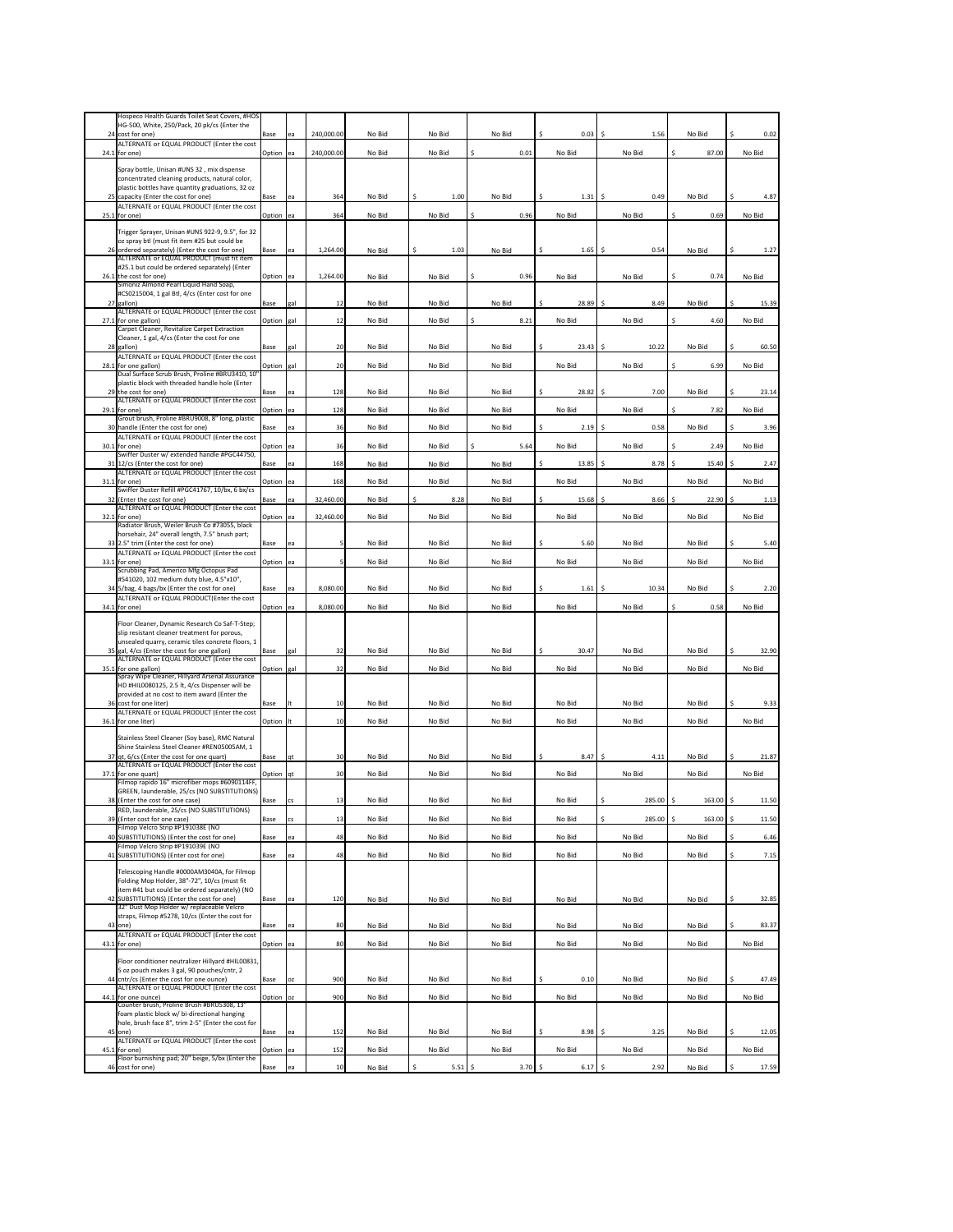| | | | | | | | | | | |
|---|---|---|---|---|---|---|---|---|---|---|
| 24 | Hospeco Health Guards Toilet Seat Covers, #HOS HG-500, White, 250/Pack, 20 pk/cs (Enter the cost for one) | Base | ea | 240,000.00 | No Bid | No Bid | No Bid | $ 0.03 | $ 1.56 | No Bid | $ 0.02 |
| 24.1 | ALTERNATE or EQUAL PRODUCT (Enter the cost for one) | Option | ea | 240,000.00 | No Bid | No Bid | $ 0.01 | No Bid | No Bid | $ 87.00 | No Bid |
| 25 | Spray bottle, Unisan #UNS 32 , mix dispense concentrated cleaning products, natural color, plastic bottles have quantity graduations, 32 oz capacity (Enter the cost for one) | Base | ea | 364 | No Bid | $ 1.00 | No Bid | $ 1.31 | $ 0.49 | No Bid | $ 4.87 |
| 25.1 | ALTERNATE or EQUAL PRODUCT (Enter the cost for one) | Option | ea | 364 | No Bid | No Bid | $ 0.96 | No Bid | No Bid | $ 0.69 | No Bid |
| 26 | Trigger Sprayer, Unisan #UNS 922-9, 9.5", for 32 oz spray btl (must fit item #25 but could be ordered separately) (Enter the cost for one) | Base | ea | 1,264.00 | No Bid | $ 1.03 | No Bid | $ 1.65 | $ 0.54 | No Bid | $ 1.27 |
| 26.1 | ALTERNATE or EQUAL PRODUCT (must fit item #25.1 but could be ordered separately) (Enter the cost for one) | Option | ea | 1,264.00 | No Bid | No Bid | $ 0.96 | No Bid | No Bid | $ 0.74 | No Bid |
| 27 | Simoniz Almond Pearl Liquid Hand Soap, #CS0215004, 1 gal Btl, 4/cs (Enter cost for one gallon) | Base | gal | 12 | No Bid | No Bid | No Bid | $ 28.89 | $ 8.49 | No Bid | $ 15.39 |
| 27.1 | ALTERNATE or EQUAL PRODUCT (Enter the cost for one gallon) | Option | gal | 12 | No Bid | No Bid | $ 8.21 | No Bid | No Bid | $ 4.60 | No Bid |
| 28 | Carpet Cleaner, Revitalize Carpet Extraction Cleaner, 1 gal, 4/cs (Enter the cost for one gallon) | Base | gal | 20 | No Bid | No Bid | No Bid | $ 23.43 | $ 10.22 | No Bid | $ 60.50 |
| 28.1 | ALTERNATE or EQUAL PRODUCT (Enter the cost for one gallon) | Option | gal | 20 | No Bid | No Bid | No Bid | No Bid | No Bid | $ 6.99 | No Bid |
| 29 | Dual Surface Scrub Brush, Proline #BRU3410, 10" plastic block with threaded handle hole (Enter the cost for one) | Base | ea | 128 | No Bid | No Bid | No Bid | $ 28.82 | $ 7.00 | No Bid | $ 23.14 |
| 29.1 | ALTERNATE or EQUAL PRODUCT (Enter the cost for one) | Option | ea | 128 | No Bid | No Bid | No Bid | No Bid | No Bid | $ 7.82 | No Bid |
| 30 | Grout brush, Proline #BRU9008, 8" long, plastic handle (Enter the cost for one) | Base | ea | 36 | No Bid | No Bid | No Bid | $ 2.19 | $ 0.58 | No Bid | $ 3.96 |
| 30.1 | ALTERNATE or EQUAL PRODUCT (Enter the cost for one) | Option | ea | 36 | No Bid | No Bid | $ 5.64 | No Bid | No Bid | $ 2.49 | No Bid |
| 31 | Swiffer Duster w/ extended handle #PGC44750, 12/cs (Enter the cost for one) | Base | ea | 168 | No Bid | No Bid | No Bid | $ 13.85 | $ 8.78 | $ 15.40 | $ 2.47 |
| 31.1 | ALTERNATE or EQUAL PRODUCT (Enter the cost for one) | Option | ea | 168 | No Bid | No Bid | No Bid | No Bid | No Bid | No Bid | No Bid |
| 32 | Swiffer Duster Refill #PGC41767, 10/bx, 6 bx/cs (Enter the cost for one) | Base | ea | 32,460.00 | No Bid | $ 8.28 | No Bid | $ 15.68 | $ 8.66 | $ 22.90 | $ 1.13 |
| 32.1 | ALTERNATE or EQUAL PRODUCT (Enter the cost for one) | Option | ea | 32,460.00 | No Bid | No Bid | No Bid | No Bid | No Bid | No Bid | No Bid |
| 33 | Radiator Brush, Weiler Brush Co #73055, black horsehair, 24" overall length, 7.5" brush part; 2.5" trim (Enter the cost for one) | Base | ea | 5 | No Bid | No Bid | No Bid | $ 5.60 | No Bid | No Bid | $ 5.40 |
| 33.1 | ALTERNATE or EQUAL PRODUCT (Enter the cost for one) | Option | ea | 5 | No Bid | No Bid | No Bid | No Bid | No Bid | No Bid | No Bid |
| 34 | Scrubbing Pad, Americo Mfg Octopus Pad #541020, 102 medium duty blue, 4.5"x10", 5/bag, 4 bags/bx (Enter the cost for one) | Base | ea | 8,080.00 | No Bid | No Bid | No Bid | $ 1.61 | $ 10.34 | No Bid | $ 2.20 |
| 34.1 | ALTERNATE or EQUAL PRODUCT(Enter the cost for one) | Option | ea | 8,080.00 | No Bid | No Bid | No Bid | No Bid | No Bid | $ 0.58 | No Bid |
| 35 | Floor Cleaner, Dynamic Research Co Saf-T-Step; slip resistant cleaner treatment for porous, unsealed quarry, ceramic tiles concrete floors, 1 gal, 4/cs (Enter the cost for one gallon) | Base | gal | 32 | No Bid | No Bid | No Bid | $ 30.47 | No Bid | No Bid | $ 32.90 |
| 35.1 | ALTERNATE or EQUAL PRODUCT (Enter the cost for one gallon) | Option | gal | 32 | No Bid | No Bid | No Bid | No Bid | No Bid | No Bid | No Bid |
| 36 | Spray Wipe Cleaner, Hillyard Arsenal Assurance HD #HIL0080125, 2.5 lt, 4/cs Dispenser will be provided at no cost to item award (Enter the cost for one liter) | Base | lt | 10 | No Bid | No Bid | No Bid | No Bid | No Bid | No Bid | $ 9.33 |
| 36.1 | ALTERNATE or EQUAL PRODUCT (Enter the cost for one liter) | Option | lt | 10 | No Bid | No Bid | No Bid | No Bid | No Bid | No Bid | No Bid |
| 37 | Stainless Steel Cleaner (Soy base), RMC Natural Shine Stainless Steel Cleaner #REN05005AM, 1 qt, 6/cs (Enter the cost for one quart) | Base | qt | 30 | No Bid | No Bid | No Bid | $ 8.47 | $ 4.11 | No Bid | $ 21.87 |
| 37.1 | ALTERNATE or EQUAL PRODUCT (Enter the cost for one quart) | Option | qt | 30 | No Bid | No Bid | No Bid | No Bid | No Bid | No Bid | No Bid |
| 38 | Filmop rapido 16" microfiber mops #6090114FF, GREEN, launderable, 25/cs (NO SUBSTITUTIONS) (Enter the cost for one case) | Base | cs | 13 | No Bid | No Bid | No Bid | No Bid | $ 285.00 | $ 163.00 | $ 11.50 |
| 39 | RED, launderable, 25/cs (NO SUBSTITUTIONS) (Enter cost for one case) | Base | cs | 13 | No Bid | No Bid | No Bid | No Bid | $ 285.00 | $ 163.00 | $ 11.50 |
| 40 | Filmop Velcro Strip #P191038E (NO SUBSTITUTIONS) (Enter the cost for one) | Base | ea | 48 | No Bid | No Bid | No Bid | No Bid | No Bid | No Bid | $ 6.46 |
| 41 | Filmop Velcro Strip #P191039E (NO SUBSTITUTIONS) (Enter cost for one) | Base | ea | 48 | No Bid | No Bid | No Bid | No Bid | No Bid | No Bid | $ 7.15 |
| 42 | Telescoping Handle #0000AM3040A, for Filmop Folding Mop Holder, 38"-72", 10/cs (must fit item #41 but could be ordered separately) (NO SUBSTITUTIONS) (Enter the cost for one) | Base | ea | 120 | No Bid | No Bid | No Bid | No Bid | No Bid | No Bid | $ 32.85 |
| 43 | 32" Dust Mop Holder w/ replaceable Velcro straps, Filmop #5278, 10/cs (Enter the cost for one) | Base | ea | 80 | No Bid | No Bid | No Bid | No Bid | No Bid | No Bid | $ 83.37 |
| 43.1 | ALTERNATE or EQUAL PRODUCT (Enter the cost for one) | Option | ea | 80 | No Bid | No Bid | No Bid | No Bid | No Bid | No Bid | No Bid |
| 44 | Floor conditioner neutralizer Hillyard #HIL00831, 5 oz pouch makes 3 gal, 90 pouches/cntr, 2 cntr/cs (Enter the cost for one ounce) | Base | oz | 900 | No Bid | No Bid | No Bid | $ 0.10 | No Bid | No Bid | $ 47.49 |
| 44.1 | ALTERNATE or EQUAL PRODUCT (Enter the cost for one ounce) | Option | oz | 900 | No Bid | No Bid | No Bid | No Bid | No Bid | No Bid | No Bid |
| 45 | Counter brush, Proline Brush #BRU5308, 13" foam plastic block w/ bi-directional hanging hole, brush face 8", trim 2-5" (Enter the cost for one) | Base | ea | 152 | No Bid | No Bid | No Bid | $ 8.98 | $ 3.25 | No Bid | $ 12.05 |
| 45.1 | ALTERNATE or EQUAL PRODUCT (Enter the cost for one) | Option | ea | 152 | No Bid | No Bid | No Bid | No Bid | No Bid | No Bid | No Bid |
| 46 | Floor burnishing pad; 20" beige, 5/bx (Enter the cost for one) | Base | ea | 10 | No Bid | $ 5.51 | $ 3.70 | $ 6.17 | $ 2.92 | No Bid | $ 17.59 |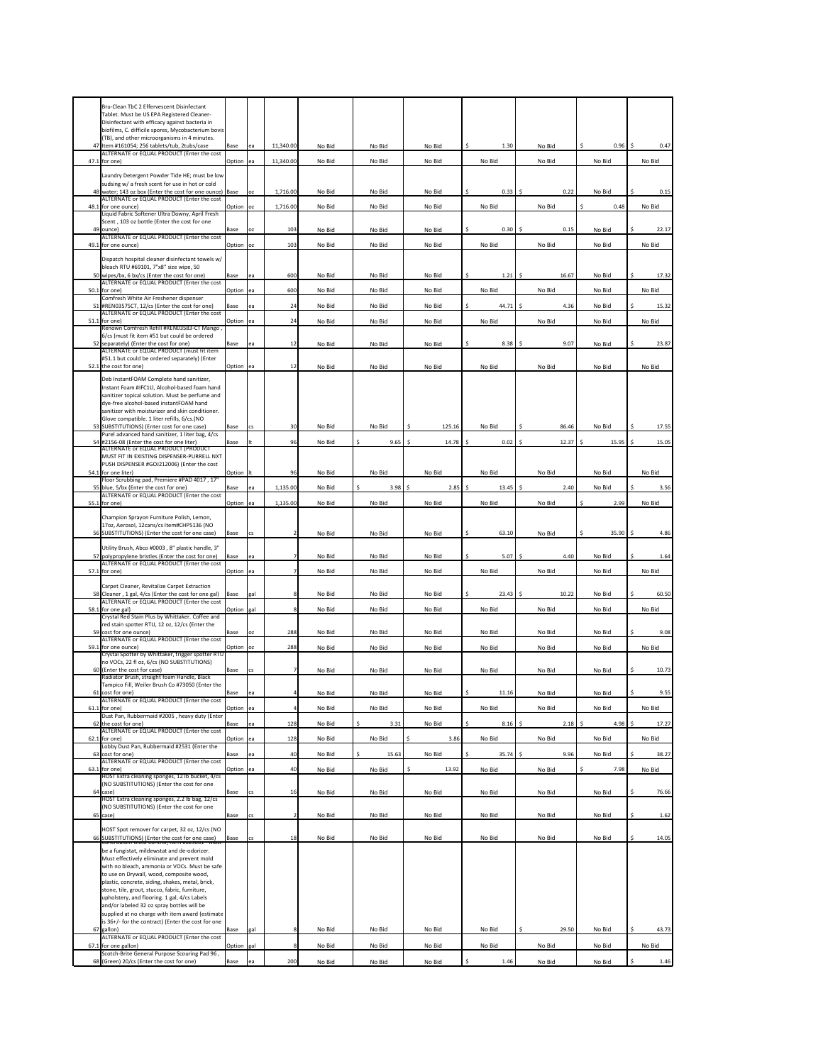| | | | | | | | | | | | |
|---|---|---|---|---|---|---|---|---|---|---|---|
| 47 | Bru-Clean TbC 2 Effervescent Disinfectant Tablet. Must be US EPA Registered Cleaner-Disinfectant with efficacy against bacteria in biofilms, C. difficile spores, Mycobacterium bovis (TB), and other microorganisms in 4 minutes. Item #161054; 256 tablets/tub, 2tubs/case | Base | ea | 11,340.00 | No Bid | No Bid | No Bid | $ 1.30 | No Bid | $ 0.96 | $ 0.47 |
| 47.1 | ALTERNATE or EQUAL PRODUCT (Enter the cost for one) | Option | ea | 11,340.00 | No Bid | No Bid | No Bid | No Bid | No Bid | No Bid | No Bid |
| 48 | Laundry Detergent Powder Tide HE; must be low sudsing w/ a fresh scent for use in hot or cold water; 143 oz box (Enter the cost for one ounce) | Base | oz | 1,716.00 | No Bid | No Bid | No Bid | $ 0.33 | $ 0.22 | No Bid | $ 0.15 |
| 48.1 | ALTERNATE or EQUAL PRODUCT (Enter the cost for one ounce) | Option | oz | 1,716.00 | No Bid | No Bid | No Bid | No Bid | No Bid | $ 0.48 | No Bid |
| 49 | Liquid Fabric Softener Ultra Downy, April Fresh Scent , 103 oz bottle (Enter the cost for one ounce) | Base | oz | 103 | No Bid | No Bid | No Bid | $ 0.30 | $ 0.15 | No Bid | $ 22.17 |
| 49.1 | ALTERNATE or EQUAL PRODUCT (Enter the cost for one ounce) | Option | oz | 103 | No Bid | No Bid | No Bid | No Bid | No Bid | No Bid | No Bid |
| 50 | Dispatch hospital cleaner disinfectant towels w/ bleach RTU #69101, 7"x8" size wipe, 50 wipes/bx, 6 bx/cs (Enter the cost for one) | Base | ea | 600 | No Bid | No Bid | No Bid | $ 1.21 | $ 16.67 | No Bid | $ 17.32 |
| 50.1 | ALTERNATE or EQUAL PRODUCT (Enter the cost for one) | Option | ea | 600 | No Bid | No Bid | No Bid | No Bid | No Bid | No Bid | No Bid |
| 51 | Comfresh White Air Freshener dispenser #REN03575CT, 12/cs (Enter the cost for one) | Base | ea | 24 | No Bid | No Bid | No Bid | $ 44.71 | $ 4.36 | No Bid | $ 15.32 |
| 51.1 | ALTERNATE or EQUAL PRODUCT (Enter the cost for one) | Option | ea | 24 | No Bid | No Bid | No Bid | No Bid | No Bid | No Bid | No Bid |
| 52 | Renown Comfresh Refill #REN03583-CT Mango , 6/cs (must fit item #51 but could be ordered separately) (Enter the cost for one) | Base | ea | 12 | No Bid | No Bid | No Bid | $ 8.38 | $ 9.07 | No Bid | $ 23.87 |
| 52.1 | ALTERNATE or EQUAL PRODUCT (must fit item #51.1 but could be ordered separately) (Enter the cost for one) | Option | ea | 12 | No Bid | No Bid | No Bid | No Bid | No Bid | No Bid | No Bid |
| 53 | Deb InstantFOAM Complete hand sanitizer, Instant Foam #IFC1LI, Alcohol-based foam hand sanitizer topical solution. Must be perfume and dye-free alcohol-based instantFOAM hand sanitizer with moisturizer and skin conditioner. Glove compatible. 1 liter refills, 6/cs.(NO SUBSTITUTIONS) (Enter cost for one case) | Base | cs | 30 | No Bid | No Bid | $ 125.16 | No Bid | $ 86.46 | No Bid | $ 17.55 |
| 54 | Purel advanced hand sanitizer, 1 liter bag, 4/cs #2156-08 (Enter the cost for one liter) | Base | lt | 96 | No Bid | $ 9.65 | $ 14.78 | $ 0.02 | $ 12.37 | $ 15.95 | $ 15.05 |
| 54.1 | ALTERNATE or EQUAL PRODUCT (PRODUCT MUST FIT IN EXISTING DISPENSER-PURRELL NXT PUSH DISPENSER #GOJ212006) (Enter the cost for one liter) | Option | lt | 96 | No Bid | No Bid | No Bid | No Bid | No Bid | No Bid | No Bid |
| 55 | Floor Scrubbing pad, Premiere #PAD 4017 , 17" blue, 5/bx (Enter the cost for one) | Base | ea | 1,135.00 | No Bid | $ 3.98 | $ 2.85 | $ 13.45 | $ 2.40 | No Bid | $ 3.56 |
| 55.1 | ALTERNATE or EQUAL PRODUCT (Enter the cost for one) | Option | ea | 1,135.00 | No Bid | No Bid | No Bid | No Bid | No Bid | $ 2.99 | No Bid |
| 56 | Champion Sprayon Furniture Polish, Lemon, 17oz, Aerosol, 12cans/cs Item#CHP5136 (NO SUBSTITUTIONS) (Enter the cost for one case) | Base | cs | 2 | No Bid | No Bid | No Bid | $ 63.10 | No Bid | $ 35.90 | $ 4.86 |
| 57 | Utility Brush, Abco #0003 , 8" plastic handle, 3" polypropylene bristles (Enter the cost for one) | Base | ea | 7 | No Bid | No Bid | No Bid | $ 5.07 | $ 4.40 | No Bid | $ 1.64 |
| 57.1 | ALTERNATE or EQUAL PRODUCT (Enter the cost for one) | Option | ea | 7 | No Bid | No Bid | No Bid | No Bid | No Bid | No Bid | No Bid |
| 58 | Carpet Cleaner, Revitalize Carpet Extraction Cleaner , 1 gal, 4/cs (Enter the cost for one gal) | Base | gal | 8 | No Bid | No Bid | No Bid | $ 23.43 | $ 10.22 | No Bid | $ 60.50 |
| 58.1 | ALTERNATE or EQUAL PRODUCT (Enter the cost for one gal) | Option | gal | 8 | No Bid | No Bid | No Bid | No Bid | No Bid | No Bid | No Bid |
| 59 | Crystal Red Stain Plus by Whittaker. Coffee and red stain spotter RTU, 12 oz, 12/cs (Enter the cost for one ounce) | Base | oz | 288 | No Bid | No Bid | No Bid | No Bid | No Bid | No Bid | $ 9.08 |
| 59.1 | ALTERNATE or EQUAL PRODUCT (Enter the cost for one ounce) | Option | oz | 288 | No Bid | No Bid | No Bid | No Bid | No Bid | No Bid | No Bid |
| 60 | Crystal Spotter by Whittaker, trigger spotter RTU no VOCs, 22 fl oz, 6/cs (NO SUBSTITUTIONS) (Enter the cost for case) | Base | cs | 7 | No Bid | No Bid | No Bid | No Bid | No Bid | No Bid | $ 10.73 |
| 61 | Radiator Brush, straight foam Handle, Black Tampico Fill, Weiler Brush Co #73050 (Enter the cost for one) | Base | ea | 4 | No Bid | No Bid | No Bid | $ 11.16 | No Bid | No Bid | $ 9.55 |
| 61.1 | ALTERNATE or EQUAL PRODUCT (Enter the cost for one) | Option | ea | 4 | No Bid | No Bid | No Bid | No Bid | No Bid | No Bid | No Bid |
| 62 | Dust Pan, Rubbermaid #2005 , heavy duty (Enter the cost for one) | Base | ea | 128 | No Bid | $ 3.31 | No Bid | $ 8.16 | $ 2.18 | $ 4.98 | $ 17.27 |
| 62.1 | ALTERNATE or EQUAL PRODUCT (Enter the cost for one) | Option | ea | 128 | No Bid | No Bid | $ 3.86 | No Bid | No Bid | No Bid | No Bid |
| 63 | Lobby Dust Pan, Rubbermaid #2531 (Enter the cost for one) | Base | ea | 40 | No Bid | $ 15.63 | No Bid | $ 35.74 | $ 9.96 | No Bid | $ 38.27 |
| 63.1 | ALTERNATE or EQUAL PRODUCT (Enter the cost for one) | Option | ea | 40 | No Bid | No Bid | $ 13.92 | No Bid | No Bid | $ 7.98 | No Bid |
| 64 | HOST Extra cleaning sponges, 12 lb bucket, 4/cs (NO SUBSTITUTIONS) (Enter the cost for one case) | Base | cs | 16 | No Bid | No Bid | No Bid | No Bid | No Bid | No Bid | $ 76.66 |
| 65 | HOST Extra cleaning sponges, 2.2 lb bag, 12/cs (NO SUBSTITUTIONS) (Enter the cost for one case) | Base | cs | 2 | No Bid | No Bid | No Bid | No Bid | No Bid | No Bid | $ 1.62 |
| 66 | HOST Spot remover for carpet, 32 oz, 12/cs (NO SUBSTITUTIONS) (Enter the cost for one case) | Base | cs | 18 | No Bid | No Bid | No Bid | No Bid | No Bid | No Bid | $ 14.05 |
| 67 | Concrobium Mold Control, item#025001 - Must be a fungistat, mildewstat and de-odorizer. Must effectively eliminate and prevent mold with no bleach, ammonia or VOCs. Must be safe to use on Drywall, wood, composite wood, plastic, concrete, siding, shakes, metal, brick, stone, tile, grout, stucco, fabric, furniture, upholstery, and flooring. 1 gal, 4/cs Labels and/or labeled 32 oz spray bottles will be supplied at no charge with item award (estimate is 36+/- for the contract) (Enter the cost for one gallon) | Base | gal | 8 | No Bid | No Bid | No Bid | No Bid | $ 29.50 | No Bid | $ 43.73 |
| 67.1 | ALTERNATE or EQUAL PRODUCT (Enter the cost for one gallon) | Option | gal | 8 | No Bid | No Bid | No Bid | No Bid | No Bid | No Bid | No Bid |
| 68 | Scotch-Brite General Purpose Scouring Pad 96 , (Green) 20/cs (Enter the cost for one) | Base | ea | 200 | No Bid | No Bid | No Bid | $ 1.46 | No Bid | No Bid | $ 1.46 |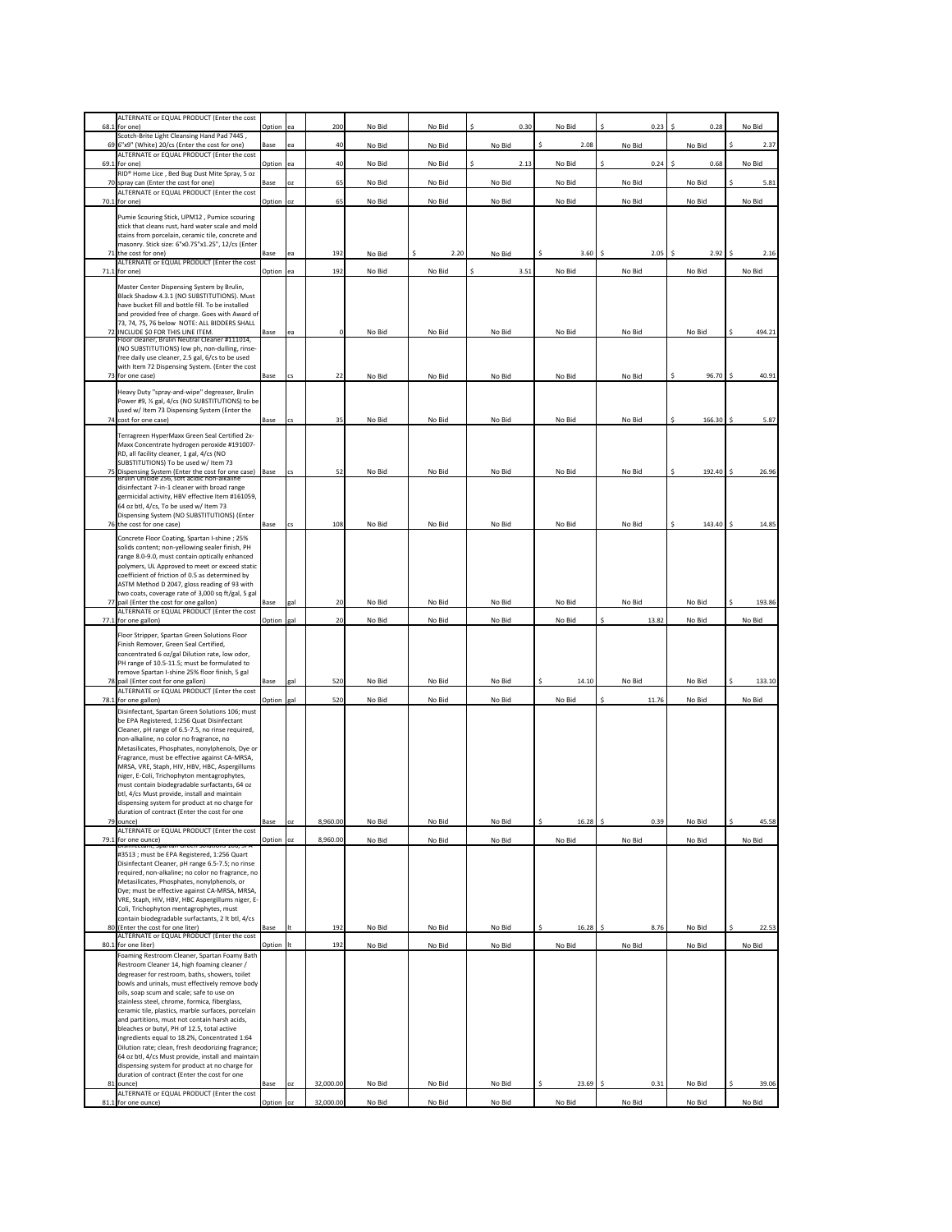| | | | | | | | | | | | |
|---|---|---|---|---|---|---|---|---|---|---|---|
| 68.1 | ALTERNATE or EQUAL PRODUCT (Enter the cost for one) | Option | ea | 200 | No Bid | No Bid | $ 0.30 | No Bid | $ 0.23 | $ 0.28 | No Bid |
| 69 | Scotch-Brite Light Cleansing Hand Pad 7445 , 6"x9" (White) 20/cs (Enter the cost for one) | Base | ea | 40 | No Bid | No Bid | No Bid | $ 2.08 | No Bid | No Bid | $ 2.37 |
| 69.1 | ALTERNATE or EQUAL PRODUCT (Enter the cost for one) | Option | ea | 40 | No Bid | No Bid | $ 2.13 | No Bid | $ 0.24 | $ 0.68 | No Bid |
| 70 | RID® Home Lice , Bed Bug Dust Mite Spray, 5 oz spray can (Enter the cost for one) | Base | oz | 65 | No Bid | No Bid | No Bid | No Bid | No Bid | No Bid | $ 5.81 |
| 70.1 | ALTERNATE or EQUAL PRODUCT (Enter the cost for one) | Option | oz | 65 | No Bid | No Bid | No Bid | No Bid | No Bid | No Bid | No Bid |
| 71 | Pumie Scouring Stick, UPM12 , Pumice scouring stick that cleans rust, hard water scale and mold stains from porcelain, ceramic tile, concrete and masonry. Stick size: 6"x0.75"x1.25", 12/cs (Enter the cost for one) | Base | ea | 192 | No Bid | $ 2.20 | No Bid | $ 3.60 | $ 2.05 | $ 2.92 | $ 2.16 |
| 71.1 | ALTERNATE or EQUAL PRODUCT (Enter the cost for one) | Option | ea | 192 | No Bid | No Bid | $ 3.51 | No Bid | No Bid | No Bid | No Bid |
| 72 | Master Center Dispensing System by Brulin, Black Shadow 4.3.1 (NO SUBSTITUTIONS). Must have bucket fill and bottle fill. To be installed and provided free of charge. Goes with Award of 73, 74, 75, 76 below NOTE: ALL BIDDERS SHALL INCLUDE $0 FOR THIS LINE ITEM. | Base | ea | 0 | No Bid | No Bid | No Bid | No Bid | No Bid | No Bid | $ 494.21 |
| 73 | Floor cleaner, Brulin Neutral Cleaner #111014, (NO SUBSTITUTIONS) low ph, non-dulling, rinse-free daily use cleaner, 2.5 gal, 6/cs to be used with Item 72 Dispensing System. (Enter the cost for one case) | Base | cs | 22 | No Bid | No Bid | No Bid | No Bid | No Bid | $ 96.70 | $ 40.91 |
| 74 | Heavy Duty "spray-and-wipe" degreaser, Brulin Power #9, ½ gal, 4/cs (NO SUBSTITUTIONS) to be used w/ Item 73 Dispensing System (Enter the cost for one case) | Base | cs | 35 | No Bid | No Bid | No Bid | No Bid | No Bid | $ 166.30 | $ 5.87 |
| 75 | Terragreen HyperMaxx Green Seal Certified 2x-Maxx Concentrate hydrogen peroxide #191007-RD, all facility cleaner, 1 gal, 4/cs (NO SUBSTITUTIONS) To be used w/ Item 73 Dispensing System (Enter the cost for one case) | Base | cs | 52 | No Bid | No Bid | No Bid | No Bid | No Bid | $ 192.40 | $ 26.96 |
| 76 | Brulin Unicide 256, soft acidic non-alkaline disinfectant 7-in-1 cleaner with broad range germicidal activity, HBV effective Item #161059, 64 oz btl, 4/cs, To be used w/ Item 73 Dispensing System (NO SUBSTITUTIONS) (Enter the cost for one case) | Base | cs | 108 | No Bid | No Bid | No Bid | No Bid | No Bid | $ 143.40 | $ 14.85 |
| 77 | Concrete Floor Coating, Spartan I-shine ; 25% solids content; non-yellowing sealer finish, PH range 8.0-9.0, must contain optically enhanced polymers, UL Approved to meet or exceed static coefficient of friction of 0.5 as determined by ASTM Method D 2047, gloss reading of 93 with two coats, coverage rate of 3,000 sq ft/gal, 5 gal pail (Enter the cost for one gallon) | Base | gal | 20 | No Bid | No Bid | No Bid | No Bid | No Bid | No Bid | $ 193.86 |
| 77.1 | ALTERNATE or EQUAL PRODUCT (Enter the cost for one gallon) | Option | gal | 20 | No Bid | No Bid | No Bid | No Bid | $ 13.82 | No Bid | No Bid |
| 78 | Floor Stripper, Spartan Green Solutions Floor Finish Remover, Green Seal Certified, concentrated 6 oz/gal Dilution rate, low odor, PH range of 10.5-11.5; must be formulated to remove Spartan I-shine 25% floor finish, 5 gal pail (Enter cost for one gallon) | Base | gal | 520 | No Bid | No Bid | No Bid | $ 14.10 | No Bid | No Bid | $ 133.10 |
| 78.1 | ALTERNATE or EQUAL PRODUCT (Enter the cost for one gallon) | Option | gal | 520 | No Bid | No Bid | No Bid | No Bid | $ 11.76 | No Bid | No Bid |
| 79 | Disinfectant, Spartan Green Solutions 106; must be EPA Registered, 1:256 Quat Disinfectant Cleaner, pH range of 6.5-7.5, no rinse required, non-alkaline, no color no fragrance, no Metasilicates, Phosphates, nonylphenols, Dye or Fragrance, must be effective against CA-MRSA, MRSA, VRE, Staph, HIV, HBV, HBC, Aspergillums niger, E-Coli, Trichophyton mentagrophytes, must contain biodegradable surfactants, 64 oz btl, 4/cs Must provide, install and maintain dispensing system for product at no charge for duration of contract (Enter the cost for one ounce) | Base | oz | 8,960.00 | No Bid | No Bid | No Bid | $ 16.28 | $ 0.39 | No Bid | $ 45.58 |
| 79.1 | ALTERNATE or EQUAL PRODUCT (Enter the cost for one ounce) | Option | oz | 8,960.00 | No Bid | No Bid | No Bid | No Bid | No Bid | No Bid | No Bid |
| 80 | Disinfectant, Spartan Green Solutions 106, SPA #3513 ; must be EPA Registered, 1:256 Quart Disinfectant Cleaner, pH range 6.5-7.5; no rinse required, non-alkaline; no color no fragrance, no Metasilicates, Phosphates, nonylphenols, or Dye; must be effective against CA-MRSA, MRSA, VRE, Staph, HIV, HBV, HBC Aspergillums niger, E-Coli, Trichophyton mentagrophytes, must contain biodegradable surfactants, 2 lt btl, 4/cs (Enter the cost for one liter) | Base | lt | 192 | No Bid | No Bid | No Bid | $ 16.28 | $ 8.76 | No Bid | $ 22.53 |
| 80.1 | ALTERNATE or EQUAL PRODUCT (Enter the cost for one liter) | Option | lt | 192 | No Bid | No Bid | No Bid | No Bid | No Bid | No Bid | No Bid |
| 81 | Foaming Restroom Cleaner, Spartan Foamy Bath Restroom Cleaner 14, high foaming cleaner / degreaser for restroom, baths, showers, toilet bowls and urinals, must effectively remove body oils, soap scum and scale; safe to use on stainless steel, chrome, formica, fiberglass, ceramic tile, plastics, marble surfaces, porcelain and partitions, must not contain harsh acids, bleaches or butyl, PH of 12.5, total active ingredients equal to 18.2%, Concentrated 1:64 Dilution rate; clean, fresh deodorizing fragrance; 64 oz btl, 4/cs Must provide, install and maintain dispensing system for product at no charge for duration of contract (Enter the cost for one ounce) | Base | oz | 32,000.00 | No Bid | No Bid | No Bid | $ 23.69 | $ 0.31 | No Bid | $ 39.06 |
| 81.1 | ALTERNATE or EQUAL PRODUCT (Enter the cost for one ounce) | Option | oz | 32,000.00 | No Bid | No Bid | No Bid | No Bid | No Bid | No Bid | No Bid |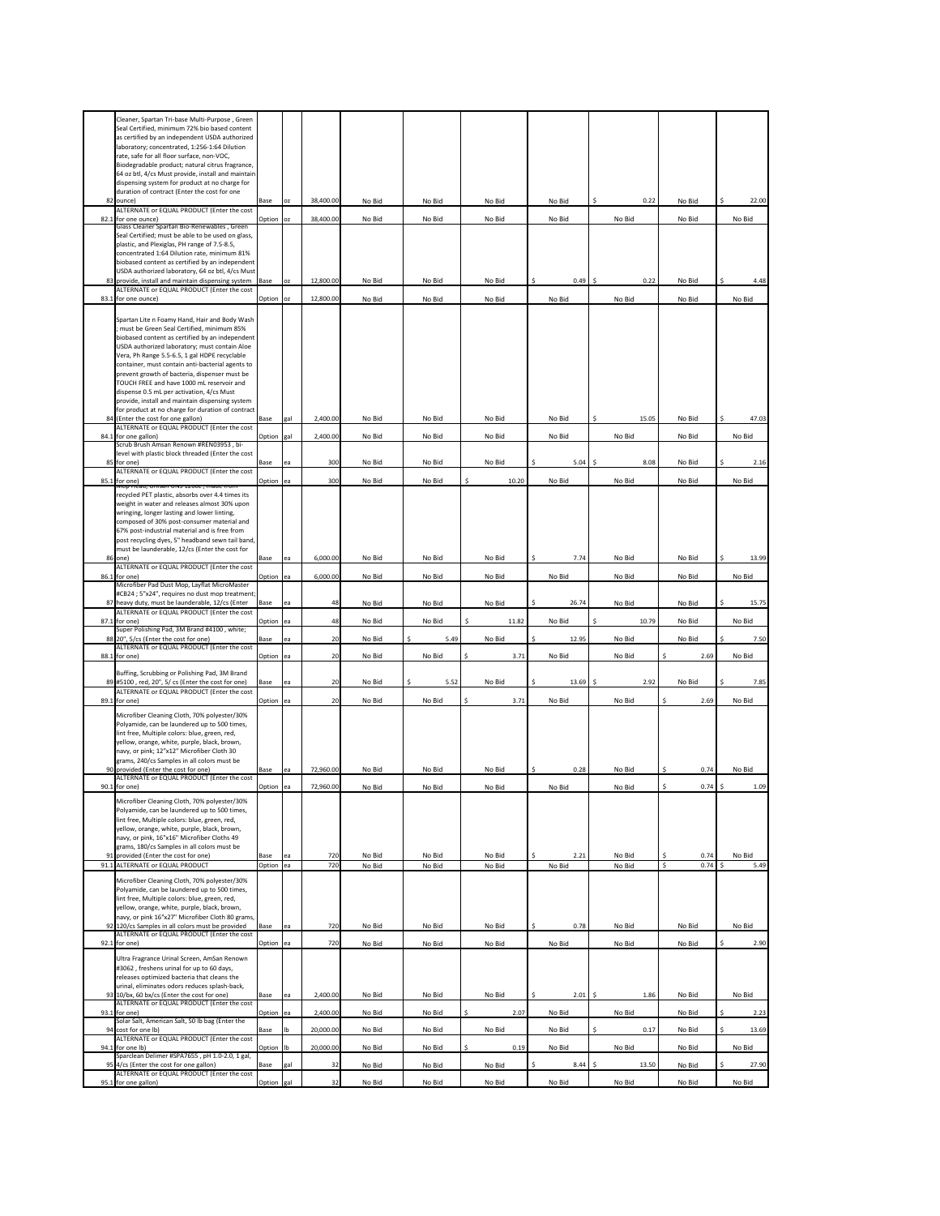| | | | | | | | | | | | |
|---|---|---|---|---|---|---|---|---|---|---|---|
| 82 | Cleaner, Spartan Tri-base Multi-Purpose , Green Seal Certified, minimum 72% bio based content as certified by an independent USDA authorized laboratory; concentrated, 1:256-1:64 Dilution rate, safe for all floor surface, non-VOC, Biodegradable product; natural citrus fragrance, 64 oz btl, 4/cs Must provide, install and maintain dispensing system for product at no charge for duration of contract (Enter the cost for one ounce) | Base | oz | 38,400.00 | No Bid | No Bid | No Bid | No Bid | $ 0.22 | No Bid | $ 22.00 |
| 82.1 | ALTERNATE or EQUAL PRODUCT (Enter the cost for one ounce) | Option | oz | 38,400.00 | No Bid | No Bid | No Bid | No Bid | No Bid | No Bid | No Bid |
| 83 | Glass Cleaner Spartan Bio-Renewables , Green Seal Certified; must be able to be used on glass, plastic, and Plexiglas, PH range of 7.5-8.5, concentrated 1:64 Dilution rate, minimum 81% biobased content as certified by an independent USDA authorized laboratory, 64 oz btl, 4/cs Must provide, install and maintain dispensing system | Base | oz | 12,800.00 | No Bid | No Bid | No Bid | $ 0.49 | $ 0.22 | No Bid | $ 4.48 |
| 83.1 | ALTERNATE or EQUAL PRODUCT (Enter the cost for one ounce) | Option | oz | 12,800.00 | No Bid | No Bid | No Bid | No Bid | No Bid | No Bid | No Bid |
| 84 | Spartan Lite n Foamy Hand, Hair and Body Wash ; must be Green Seal Certified, minimum 85% biobased content as certified by an independent USDA authorized laboratory; must contain Aloe Vera, Ph Range 5.5-6.5, 1 gal HDPE recyclable container, must contain anti-bacterial agents to prevent growth of bacteria, dispenser must be TOUCH FREE and have 1000 mL reservoir and dispense 0.5 mL per activation, 4/cs Must provide, install and maintain dispensing system for product at no charge for duration of contract (Enter the cost for one gallon) | Base | gal | 2,400.00 | No Bid | No Bid | No Bid | No Bid | $ 15.05 | No Bid | $ 47.03 |
| 84.1 | ALTERNATE or EQUAL PRODUCT (Enter the cost for one gallon) | Option | gal | 2,400.00 | No Bid | No Bid | No Bid | No Bid | No Bid | No Bid | No Bid |
| 85 | Scrub Brush Amsan Renown #REN03953 , bi-level with plastic block threaded (Enter the cost for one) | Base | ea | 300 | No Bid | No Bid | No Bid | $ 5.04 | $ 8.08 | No Bid | $ 2.16 |
| 85.1 | ALTERNATE or EQUAL PRODUCT (Enter the cost for one) | Option | ea | 300 | No Bid | No Bid | $ 10.20 | No Bid | No Bid | No Bid | No Bid |
| 86 | Mop Head, Unisan UNS 1216C , made from recycled PET plastic, absorbs over 4.4 times its weight in water and releases almost 30% upon wringing, longer lasting and lower linting, composed of 30% post-consumer material and 67% post-industrial material and is free from post recycling dyes, 5" headband sewn tail band, must be launderable, 12/cs (Enter the cost for one) | Base | ea | 6,000.00 | No Bid | No Bid | No Bid | $ 7.74 | No Bid | No Bid | $ 13.99 |
| 86.1 | ALTERNATE or EQUAL PRODUCT (Enter the cost for one) | Option | ea | 6,000.00 | No Bid | No Bid | No Bid | No Bid | No Bid | No Bid | No Bid |
| 87 | Microfiber Pad Dust Mop, Layflat MicroMaster #CB24 ; 5"x24", requires no dust mop treatment; heavy duty, must be launderable, 12/cs (Enter | Base | ea | 48 | No Bid | No Bid | No Bid | $ 26.74 | No Bid | No Bid | $ 15.75 |
| 87.1 | ALTERNATE or EQUAL PRODUCT (Enter the cost for one) | Option | ea | 48 | No Bid | No Bid | $ 11.82 | No Bid | $ 10.79 | No Bid | No Bid |
| 88 | Super Polishing Pad, 3M Brand #4100 , white; 20", 5/cs (Enter the cost for one) | Base | ea | 20 | No Bid | $ 5.49 | No Bid | $ 12.95 | No Bid | No Bid | $ 7.50 |
| 88.1 | ALTERNATE or EQUAL PRODUCT (Enter the cost for one) | Option | ea | 20 | No Bid | No Bid | $ 3.71 | No Bid | No Bid | $ 2.69 | No Bid |
| 89 | Buffing, Scrubbing or Polishing Pad, 3M Brand #5100 , red, 20", 5/ cs (Enter the cost for one) | Base | ea | 20 | No Bid | $ 5.52 | No Bid | $ 13.69 | $ 2.92 | No Bid | $ 7.85 |
| 89.1 | ALTERNATE or EQUAL PRODUCT (Enter the cost for one) | Option | ea | 20 | No Bid | No Bid | $ 3.71 | No Bid | No Bid | $ 2.69 | No Bid |
| 90 | Microfiber Cleaning Cloth, 70% polyester/30% Polyamide, can be laundered up to 500 times, lint free, Multiple colors: blue, green, red, yellow, orange, white, purple, black, brown, navy, or pink; 12"x12" Microfiber Cloth 30 grams, 240/cs Samples in all colors must be provided (Enter the cost for one) | Base | ea | 72,960.00 | No Bid | No Bid | No Bid | $ 0.28 | No Bid | $ 0.74 | No Bid |
| 90.1 | ALTERNATE or EQUAL PRODUCT (Enter the cost for one) | Option | ea | 72,960.00 | No Bid | No Bid | No Bid | No Bid | No Bid | $ 0.74 | $ 1.09 |
| 91 | Microfiber Cleaning Cloth, 70% polyester/30% Polyamide, can be laundered up to 500 times, lint free, Multiple colors: blue, green, red, yellow, orange, white, purple, black, brown, navy, or pink, 16"x16" Microfiber Cloths 49 grams, 180/cs Samples in all colors must be provided (Enter the cost for one) | Base | ea | 720 | No Bid | No Bid | No Bid | $ 2.21 | No Bid | $ 0.74 | No Bid |
| 91.1 | ALTERNATE or EQUAL PRODUCT | Option | ea | 720 | No Bid | No Bid | No Bid | No Bid | No Bid | $ 0.74 | $ 5.49 |
| 92 | Microfiber Cleaning Cloth, 70% polyester/30% Polyamide, can be laundered up to 500 times, lint free, Multiple colors: blue, green, red, yellow, orange, white, purple, black, brown, navy, or pink 16"x27" Microfiber Cloth 80 grams, 120/cs Samples in all colors must be provided | Base | ea | 720 | No Bid | No Bid | No Bid | $ 0.78 | No Bid | No Bid | No Bid |
| 92.1 | ALTERNATE or EQUAL PRODUCT (Enter the cost for one) | Option | ea | 720 | No Bid | No Bid | No Bid | No Bid | No Bid | No Bid | $ 2.90 |
| 93 | Ultra Fragrance Urinal Screen, AmSan Renown #3062 , freshens urinal for up to 60 days, releases optimized bacteria that cleans the urinal, eliminates odors reduces splash-back, 10/bx, 60 bx/cs (Enter the cost for one) | Base | ea | 2,400.00 | No Bid | No Bid | No Bid | $ 2.01 | $ 1.86 | No Bid | No Bid |
| 93.1 | ALTERNATE or EQUAL PRODUCT (Enter the cost for one) | Option | ea | 2,400.00 | No Bid | No Bid | $ 2.07 | No Bid | No Bid | No Bid | $ 2.23 |
| 94 | Solar Salt, American Salt, 50 lb bag (Enter the cost for one lb) | Base | lb | 20,000.00 | No Bid | No Bid | No Bid | No Bid | $ 0.17 | No Bid | $ 13.69 |
| 94.1 | ALTERNATE or EQUAL PRODUCT (Enter the cost for one lb) | Option | lb | 20,000.00 | No Bid | No Bid | $ 0.19 | No Bid | No Bid | No Bid | No Bid |
| 95 | Sparclean Delimer #SPA7655 , pH 1.0-2.0, 1 gal, 4/cs (Enter the cost for one gallon) | Base | gal | 32 | No Bid | No Bid | No Bid | $ 8.44 | $ 13.50 | No Bid | $ 27.90 |
| 95.1 | ALTERNATE or EQUAL PRODUCT (Enter the cost for one gallon) | Option | gal | 32 | No Bid | No Bid | No Bid | No Bid | No Bid | No Bid | No Bid |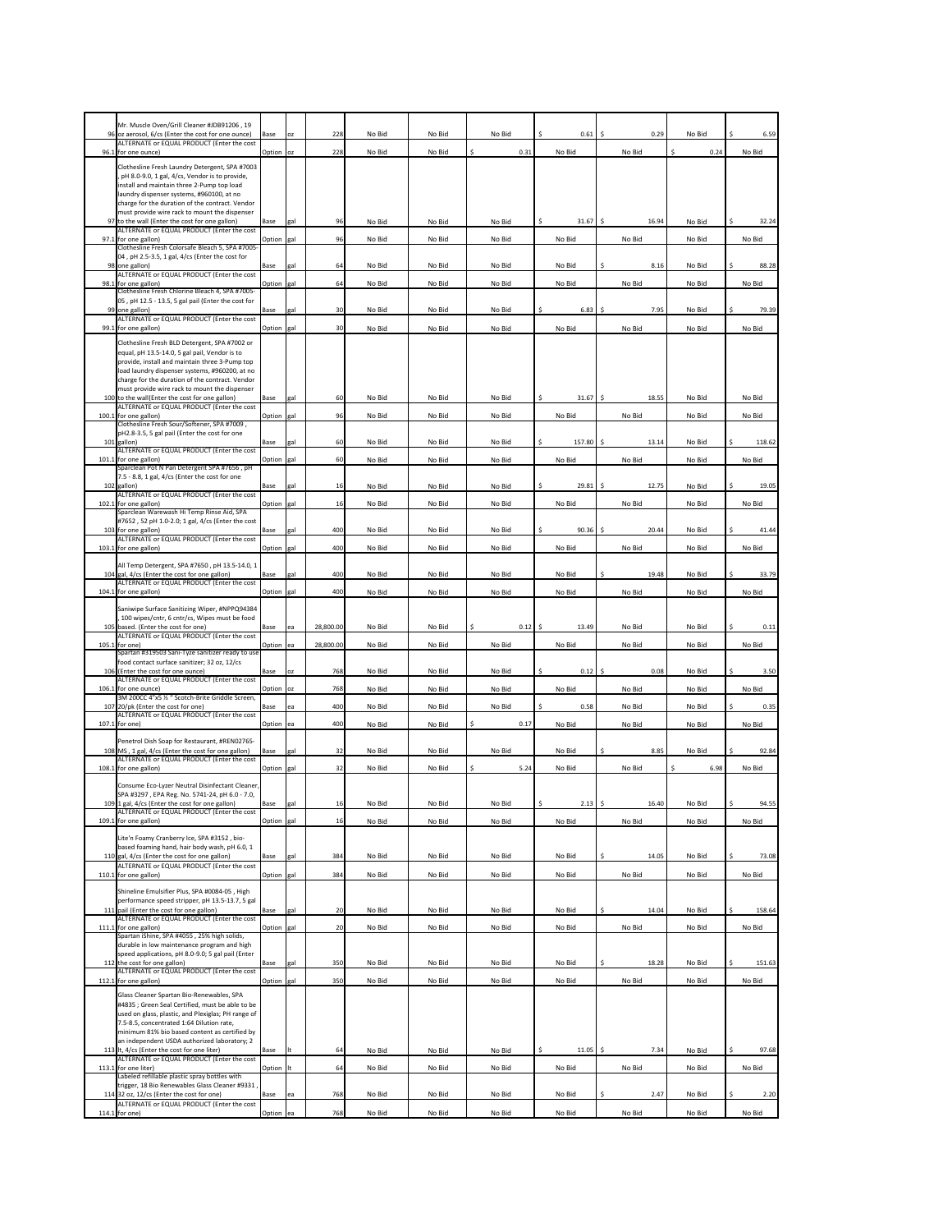| | | | | | | | | | | | |
|---|---|---|---|---|---|---|---|---|---|---|---|
| 96 | Mr. Muscle Oven/Grill Cleaner #JDB91206 , 19 oz aerosol, 6/cs (Enter the cost for one ounce) | Base | oz | 228 | No Bid | No Bid | No Bid | $ 0.61 | $ 0.29 | No Bid | $ 6.59 |
| 96.1 | ALTERNATE or EQUAL PRODUCT (Enter the cost for one ounce) | Option | oz | 228 | No Bid | No Bid | $ 0.31 | No Bid | No Bid | $ 0.24 | No Bid |
| 97 | Clothesline Fresh Laundry Detergent, SPA #7003 , pH 8.0-9.0, 1 gal, 4/cs, Vendor is to provide, install and maintain three 2-Pump top load laundry dispenser systems, #960100, at no charge for the duration of the contract. Vendor must provide wire rack to mount the dispenser to the wall (Enter the cost for one gallon) | Base | gal | 96 | No Bid | No Bid | No Bid | $ 31.67 | $ 16.94 | No Bid | $ 32.24 |
| 97.1 | ALTERNATE or EQUAL PRODUCT (Enter the cost for one gallon) | Option | gal | 96 | No Bid | No Bid | No Bid | No Bid | No Bid | No Bid | No Bid |
| 98 | Clothesline Fresh Colorsafe Bleach 5, SPA #7005-04 , pH 2.5-3.5, 1 gal, 4/cs (Enter the cost for one gallon) | Base | gal | 64 | No Bid | No Bid | No Bid | No Bid | $ 8.16 | No Bid | $ 88.28 |
| 98.1 | ALTERNATE or EQUAL PRODUCT (Enter the cost for one gallon) | Option | gal | 64 | No Bid | No Bid | No Bid | No Bid | No Bid | No Bid | No Bid |
| 99 | Clothesline Fresh Chlorine Bleach 4, SPA #7005-05 , pH 12.5 - 13.5, 5 gal pail (Enter the cost for one gallon) | Base | gal | 30 | No Bid | No Bid | No Bid | $ 6.83 | $ 7.95 | No Bid | $ 79.39 |
| 99.1 | ALTERNATE or EQUAL PRODUCT (Enter the cost for one gallon) | Option | gal | 30 | No Bid | No Bid | No Bid | No Bid | No Bid | No Bid | No Bid |
| 100 | Clothesline Fresh BLD Detergent, SPA #7002 or equal, pH 13.5-14.0, 5 gal pail, Vendor is to provide, install and maintain three 3-Pump top load laundry dispenser systems, #960200, at no charge for the duration of the contract. Vendor must provide wire rack to mount the dispenser to the wall(Enter the cost for one gallon) | Base | gal | 60 | No Bid | No Bid | No Bid | $ 31.67 | $ 18.55 | No Bid | No Bid |
| 100.1 | ALTERNATE or EQUAL PRODUCT (Enter the cost for one gallon) | Option | gal | 96 | No Bid | No Bid | No Bid | No Bid | No Bid | No Bid | No Bid |
| 101 | Clothesline Fresh Sour/Softener, SPA #7009 , pH2.8-3.5, 5 gal pail (Enter the cost for one gallon) | Base | gal | 60 | No Bid | No Bid | No Bid | $ 157.80 | $ 13.14 | No Bid | $ 118.62 |
| 101.1 | ALTERNATE or EQUAL PRODUCT (Enter the cost for one gallon) | Option | gal | 60 | No Bid | No Bid | No Bid | No Bid | No Bid | No Bid | No Bid |
| 102 | Sparclean Pot N Pan Detergent SPA #7656 , pH 7.5 - 8.8, 1 gal, 4/cs (Enter the cost for one gallon) | Base | gal | 16 | No Bid | No Bid | No Bid | $ 29.81 | $ 12.75 | No Bid | $ 19.05 |
| 102.1 | ALTERNATE or EQUAL PRODUCT (Enter the cost for one gallon) | Option | gal | 16 | No Bid | No Bid | No Bid | No Bid | No Bid | No Bid | No Bid |
| 103 | Sparclean Warewash Hi Temp Rinse Aid, SPA #7652 , 52 pH 1.0-2.0; 1 gal, 4/cs (Enter the cost for one gallon) | Base | gal | 400 | No Bid | No Bid | No Bid | $ 90.36 | $ 20.44 | No Bid | $ 41.44 |
| 103.1 | ALTERNATE or EQUAL PRODUCT (Enter the cost for one gallon) | Option | gal | 400 | No Bid | No Bid | No Bid | No Bid | No Bid | No Bid | No Bid |
| 104 | All Temp Detergent, SPA #7650 , pH 13.5-14.0, 1 gal, 4/cs (Enter the cost for one gallon) | Base | gal | 400 | No Bid | No Bid | No Bid | No Bid | $ 19.48 | No Bid | $ 33.79 |
| 104.1 | ALTERNATE or EQUAL PRODUCT (Enter the cost for one gallon) | Option | gal | 400 | No Bid | No Bid | No Bid | No Bid | No Bid | No Bid | No Bid |
| 105 | Saniwipe Surface Sanitizing Wiper, #NPPQ94384 , 100 wipes/cntr, 6 cntr/cs, Wipes must be food based. (Enter the cost for one) | Base | ea | 28,800.00 | No Bid | No Bid | $ 0.12 | $ 13.49 | No Bid | No Bid | $ 0.11 |
| 105.1 | ALTERNATE or EQUAL PRODUCT (Enter the cost for one) | Option | ea | 28,800.00 | No Bid | No Bid | No Bid | No Bid | No Bid | No Bid | No Bid |
| 106 | Spartan #319503 Sani-Tyze sanitizer ready to use food contact surface sanitizer; 32 oz, 12/cs (Enter the cost for one ounce) | Base | oz | 768 | No Bid | No Bid | No Bid | $ 0.12 | $ 0.08 | No Bid | $ 3.50 |
| 106.1 | ALTERNATE or EQUAL PRODUCT (Enter the cost for one ounce) | Option | oz | 768 | No Bid | No Bid | No Bid | No Bid | No Bid | No Bid | No Bid |
| 107 | 3M 200CC 4"x5 ½ " Scotch-Brite Griddle Screen, 20/pk (Enter the cost for one) | Base | ea | 400 | No Bid | No Bid | No Bid | $ 0.58 | No Bid | No Bid | $ 0.35 |
| 107.1 | ALTERNATE or EQUAL PRODUCT (Enter the cost for one) | Option | ea | 400 | No Bid | No Bid | $ 0.17 | No Bid | No Bid | No Bid | No Bid |
| 108 | Penetrol Dish Soap for Restaurant, #REN02765-MS , 1 gal, 4/cs (Enter the cost for one gallon) | Base | gal | 32 | No Bid | No Bid | No Bid | No Bid | $ 8.85 | No Bid | $ 92.84 |
| 108.1 | ALTERNATE or EQUAL PRODUCT (Enter the cost for one gallon) | Option | gal | 32 | No Bid | No Bid | $ 5.24 | No Bid | No Bid | $ 6.98 | No Bid |
| 109 | Consume Eco-Lyzer Neutral Disinfectant Cleaner, SPA #3297 , EPA Reg. No. 5741-24, pH 6.0 - 7.0, 1 gal, 4/cs (Enter the cost for one gallon) | Base | gal | 16 | No Bid | No Bid | No Bid | $ 2.13 | $ 16.40 | No Bid | $ 94.55 |
| 109.1 | ALTERNATE or EQUAL PRODUCT (Enter the cost for one gallon) | Option | gal | 16 | No Bid | No Bid | No Bid | No Bid | No Bid | No Bid | No Bid |
| 110 | Lite'n Foamy Cranberry Ice, SPA #3152 , bio-based foaming hand, hair body wash, pH 6.0, 1 gal, 4/cs (Enter the cost for one gallon) | Base | gal | 384 | No Bid | No Bid | No Bid | No Bid | $ 14.05 | No Bid | $ 73.08 |
| 110.1 | ALTERNATE or EQUAL PRODUCT (Enter the cost for one gallon) | Option | gal | 384 | No Bid | No Bid | No Bid | No Bid | No Bid | No Bid | No Bid |
| 111 | Shineline Emulsifier Plus, SPA #0084-05 , High performance speed stripper, pH 13.5-13.7, 5 gal pail (Enter the cost for one gallon) | Base | gal | 20 | No Bid | No Bid | No Bid | No Bid | $ 14.04 | No Bid | $ 158.64 |
| 111.1 | ALTERNATE or EQUAL PRODUCT (Enter the cost for one gallon) | Option | gal | 20 | No Bid | No Bid | No Bid | No Bid | No Bid | No Bid | No Bid |
| 112 | Spartan iShine, SPA #4055 , 25% high solids, durable in low maintenance program and high speed applications, pH 8.0-9.0; 5 gal pail (Enter the cost for one gallon) | Base | gal | 350 | No Bid | No Bid | No Bid | No Bid | $ 18.28 | No Bid | $ 151.63 |
| 112.1 | ALTERNATE or EQUAL PRODUCT (Enter the cost for one gallon) | Option | gal | 350 | No Bid | No Bid | No Bid | No Bid | No Bid | No Bid | No Bid |
| 113 | Glass Cleaner Spartan Bio-Renewables, SPA #4835 ; Green Seal Certified, must be able to be used on glass, plastic, and Plexiglas; PH range of 7.5-8.5, concentrated 1:64 Dilution rate, minimum 81% bio based content as certified by an independent USDA authorized laboratory; 2 lt, 4/cs (Enter the cost for one liter) | Base | lt | 64 | No Bid | No Bid | No Bid | $ 11.05 | $ 7.34 | No Bid | $ 97.68 |
| 113.1 | ALTERNATE or EQUAL PRODUCT (Enter the cost for one liter) | Option | lt | 64 | No Bid | No Bid | No Bid | No Bid | No Bid | No Bid | No Bid |
| 114 | Labeled refillable plastic spray bottles with trigger, 18 Bio Renewables Glass Cleaner #9331 , 32 oz, 12/cs (Enter the cost for one) | Base | ea | 768 | No Bid | No Bid | No Bid | No Bid | $ 2.47 | No Bid | $ 2.20 |
| 114.1 | ALTERNATE or EQUAL PRODUCT (Enter the cost for one) | Option | ea | 768 | No Bid | No Bid | No Bid | No Bid | No Bid | No Bid | No Bid |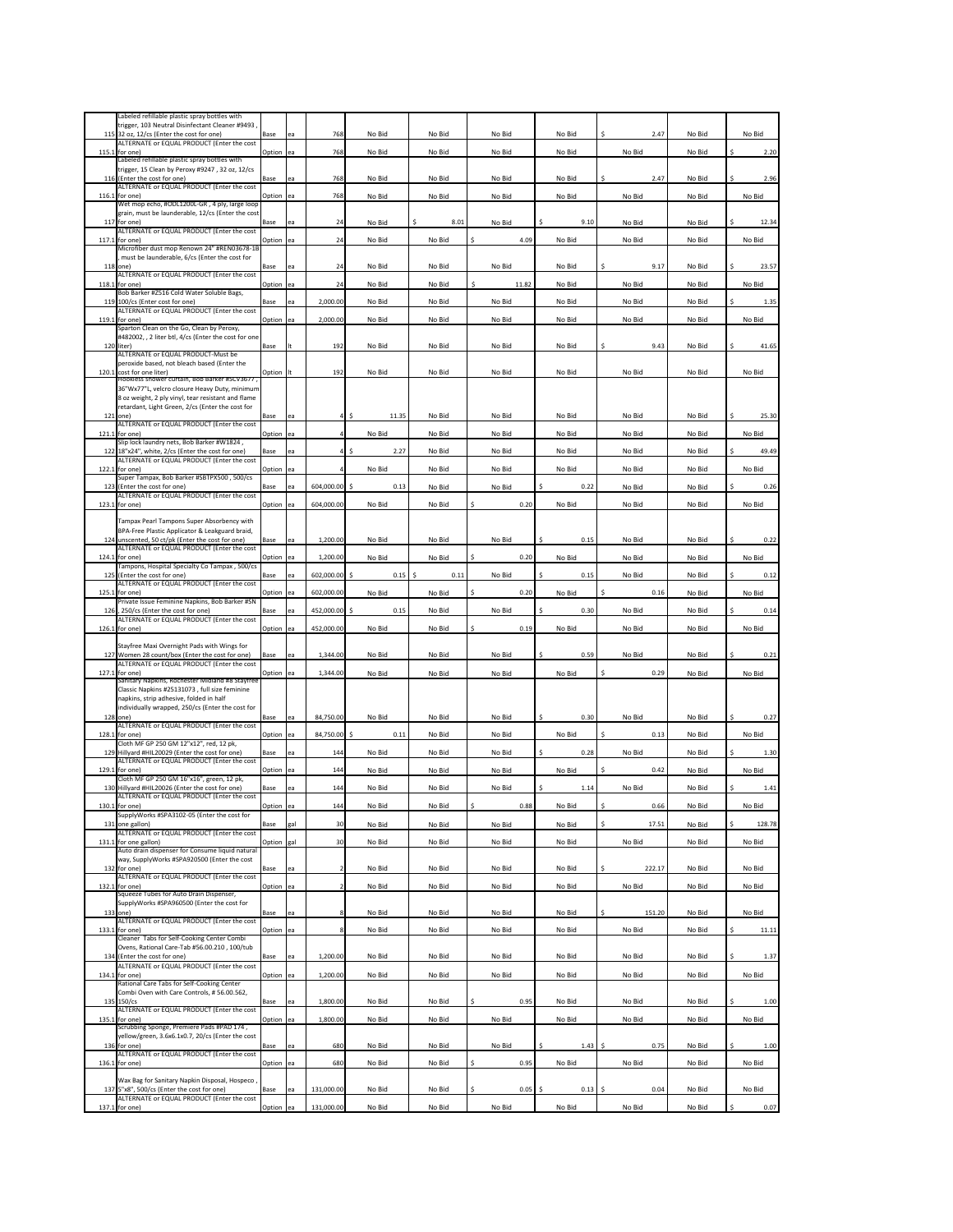| | | | | | | | | | | | |
|---|---|---|---|---|---|---|---|---|---|---|---|
| 115 | Labeled refillable plastic spray bottles with trigger, 103 Neutral Disinfectant Cleaner #9493 , 32 oz, 12/cs (Enter the cost for one) | Base | ea | 768 | No Bid | No Bid | No Bid | No Bid | $ 2.47 | No Bid | No Bid |
| 115.1 | ALTERNATE or EQUAL PRODUCT (Enter the cost for one) | Option | ea | 768 | No Bid | No Bid | No Bid | No Bid | No Bid | No Bid | $ 2.20 |
| 116 | Labeled refillable plastic spray bottles with trigger, 15 Clean by Peroxy #9247 , 32 oz, 12/cs (Enter the cost for one) | Base | ea | 768 | No Bid | No Bid | No Bid | No Bid | $ 2.47 | No Bid | $ 2.96 |
| 116.1 | ALTERNATE or EQUAL PRODUCT (Enter the cost for one) | Option | ea | 768 | No Bid | No Bid | No Bid | No Bid | No Bid | No Bid | No Bid |
| 117 | Wet mop echo, #ODL1200L-GR , 4 ply, large loop grain, must be launderable, 12/cs (Enter the cost for one) | Base | ea | 24 | No Bid | $ 8.01 | No Bid | $ 9.10 | No Bid | No Bid | $ 12.34 |
| 117.1 | ALTERNATE or EQUAL PRODUCT (Enter the cost for one) | Option | ea | 24 | No Bid | No Bid | $ 4.09 | No Bid | No Bid | No Bid | No Bid |
| 118 | Microfiber dust mop Renown 24" #REN03678-1B , must be launderable, 6/cs (Enter the cost for one) | Base | ea | 24 | No Bid | No Bid | No Bid | No Bid | $ 9.17 | No Bid | $ 23.57 |
| 118.1 | ALTERNATE or EQUAL PRODUCT (Enter the cost for one) | Option | ea | 24 | No Bid | No Bid | $ 11.82 | No Bid | No Bid | No Bid | No Bid |
| 119 | Bob Barker #Z516 Cold Water Soluble Bags, 100/cs (Enter cost for one) | Base | ea | 2,000.00 | No Bid | No Bid | No Bid | No Bid | No Bid | No Bid | $ 1.35 |
| 119.1 | ALTERNATE or EQUAL PRODUCT (Enter the cost for one) | Option | ea | 2,000.00 | No Bid | No Bid | No Bid | No Bid | No Bid | No Bid | No Bid |
| 120 | Sparton Clean on the Go, Clean by Peroxy, #482002, , 2 liter btl, 4/cs (Enter the cost for one liter) | Base | lt | 192 | No Bid | No Bid | No Bid | No Bid | $ 9.43 | No Bid | $ 41.65 |
| 120.1 | ALTERNATE or EQUAL PRODUCT-Must be peroxide based, not bleach based (Enter the cost for one liter) | Option | lt | 192 | No Bid | No Bid | No Bid | No Bid | No Bid | No Bid | No Bid |
| 121 | Hookless shower curtain, Bob Barker #SCV3677 , 36"Wx77"L, velcro closure Heavy Duty, minimum 8 oz weight, 2 ply vinyl, tear resistant and flame retardant, Light Green, 2/cs (Enter the cost for one) | Base | ea | 4 | $ 11.35 | No Bid | No Bid | No Bid | No Bid | No Bid | $ 25.30 |
| 121.1 | ALTERNATE or EQUAL PRODUCT (Enter the cost for one) | Option | ea | 4 | No Bid | No Bid | No Bid | No Bid | No Bid | No Bid | No Bid |
| 122 | Slip lock laundry nets, Bob Barker #W1824 , 18"x24", white, 2/cs (Enter the cost for one) | Base | ea | 4 | $ 2.27 | No Bid | No Bid | No Bid | No Bid | No Bid | $ 49.49 |
| 122.1 | ALTERNATE or EQUAL PRODUCT (Enter the cost for one) | Option | ea | 4 | No Bid | No Bid | No Bid | No Bid | No Bid | No Bid | No Bid |
| 123 | Super Tampax, Bob Barker #SBTPX500 , 500/cs (Enter the cost for one) | Base | ea | 604,000.00 | $ 0.13 | No Bid | No Bid | $ 0.22 | No Bid | No Bid | $ 0.26 |
| 123.1 | ALTERNATE or EQUAL PRODUCT (Enter the cost for one) | Option | ea | 604,000.00 | No Bid | No Bid | $ 0.20 | No Bid | No Bid | No Bid | No Bid |
| 124 | Tampax Pearl Tampons Super Absorbency with BPA-Free Plastic Applicator & Leakguard braid, unscented, 50 ct/pk (Enter the cost for one) | Base | ea | 1,200.00 | No Bid | No Bid | No Bid | $ 0.15 | No Bid | No Bid | $ 0.22 |
| 124.1 | ALTERNATE or EQUAL PRODUCT (Enter the cost for one) | Option | ea | 1,200.00 | No Bid | No Bid | $ 0.20 | No Bid | No Bid | No Bid | No Bid |
| 125 | Tampons, Hospital Specialty Co Tampax , 500/cs (Enter the cost for one) | Base | ea | 602,000.00 | $ 0.15 | $ 0.11 | No Bid | $ 0.15 | No Bid | No Bid | $ 0.12 |
| 125.1 | ALTERNATE or EQUAL PRODUCT (Enter the cost for one) | Option | ea | 602,000.00 | No Bid | No Bid | $ 0.20 | No Bid | $ 0.16 | No Bid | No Bid |
| 126 | Private Issue Feminine Napkins, Bob Barker #SN , 250/cs (Enter the cost for one) | Base | ea | 452,000.00 | $ 0.15 | No Bid | No Bid | $ 0.30 | No Bid | No Bid | $ 0.14 |
| 126.1 | ALTERNATE or EQUAL PRODUCT (Enter the cost for one) | Option | ea | 452,000.00 | No Bid | No Bid | $ 0.19 | No Bid | No Bid | No Bid | No Bid |
| 127 | Stayfree Maxi Overnight Pads with Wings for Women 28 count/box (Enter the cost for one) | Base | ea | 1,344.00 | No Bid | No Bid | No Bid | $ 0.59 | No Bid | No Bid | $ 0.21 |
| 127.1 | ALTERNATE or EQUAL PRODUCT (Enter the cost for one) | Option | ea | 1,344.00 | No Bid | No Bid | No Bid | No Bid | $ 0.29 | No Bid | No Bid |
| 128 | Sanitary Napkins, Rochester Midland #8 Stayfree Classic Napkins #25131073 , full size feminine napkins, strip adhesive, folded in half individually wrapped, 250/cs (Enter the cost for one) | Base | ea | 84,750.00 | No Bid | No Bid | No Bid | $ 0.30 | No Bid | No Bid | $ 0.27 |
| 128.1 | ALTERNATE or EQUAL PRODUCT (Enter the cost for one) | Option | ea | 84,750.00 | $ 0.11 | No Bid | No Bid | No Bid | $ 0.13 | No Bid | No Bid |
| 129 | Cloth MF GP 250 GM 12"x12", red, 12 pk, Hillyard #HIL20029 (Enter the cost for one) | Base | ea | 144 | No Bid | No Bid | No Bid | $ 0.28 | No Bid | No Bid | $ 1.30 |
| 129.1 | ALTERNATE or EQUAL PRODUCT (Enter the cost for one) | Option | ea | 144 | No Bid | No Bid | No Bid | No Bid | $ 0.42 | No Bid | No Bid |
| 130 | Cloth MF GP 250 GM 16"x16", green, 12 pk, Hillyard #HIL20026 (Enter the cost for one) | Base | ea | 144 | No Bid | No Bid | No Bid | $ 1.14 | No Bid | No Bid | $ 1.41 |
| 130.1 | ALTERNATE or EQUAL PRODUCT (Enter the cost for one) | Option | ea | 144 | No Bid | No Bid | $ 0.88 | No Bid | $ 0.66 | No Bid | No Bid |
| 131 | SupplyWorks #SPA3102-05 (Enter the cost for one gallon) | Base | gal | 30 | No Bid | No Bid | No Bid | No Bid | $ 17.51 | No Bid | $ 128.78 |
| 131.1 | ALTERNATE or EQUAL PRODUCT (Enter the cost for one gallon) | Option | gal | 30 | No Bid | No Bid | No Bid | No Bid | No Bid | No Bid | No Bid |
| 132 | Auto drain dispenser for Consume liquid natural way, SupplyWorks #SPA920500 (Enter the cost for one) | Base | ea | 2 | No Bid | No Bid | No Bid | No Bid | $ 222.17 | No Bid | No Bid |
| 132.1 | ALTERNATE or EQUAL PRODUCT (Enter the cost for one) | Option | ea | 2 | No Bid | No Bid | No Bid | No Bid | No Bid | No Bid | No Bid |
| 133 | Squeeze Tubes for Auto Drain Dispenser, SupplyWorks #SPA960500 (Enter the cost for one) | Base | ea | 8 | No Bid | No Bid | No Bid | No Bid | $ 151.20 | No Bid | No Bid |
| 133.1 | ALTERNATE or EQUAL PRODUCT (Enter the cost for one) | Option | ea | 8 | No Bid | No Bid | No Bid | No Bid | No Bid | No Bid | $ 11.11 |
| 134 | Cleaner Tabs for Self-Cooking Center Combi Ovens, Rational Care-Tab #56.00.210 , 100/tub (Enter the cost for one) | Base | ea | 1,200.00 | No Bid | No Bid | No Bid | No Bid | No Bid | No Bid | $ 1.37 |
| 134.1 | ALTERNATE or EQUAL PRODUCT (Enter the cost for one) | Option | ea | 1,200.00 | No Bid | No Bid | No Bid | No Bid | No Bid | No Bid | No Bid |
| 135 | Rational Care Tabs for Self-Cooking Center Combi Oven with Care Controls, # 56.00.562, 150/cs | Base | ea | 1,800.00 | No Bid | No Bid | $ 0.95 | No Bid | No Bid | No Bid | $ 1.00 |
| 135.1 | ALTERNATE or EQUAL PRODUCT (Enter the cost for one) | Option | ea | 1,800.00 | No Bid | No Bid | No Bid | No Bid | No Bid | No Bid | No Bid |
| 136 | Scrubbing Sponge, Premiere Pads #PAD 174 , yellow/green, 3.6x6.1x0.7, 20/cs (Enter the cost for one) | Base | ea | 680 | No Bid | No Bid | No Bid | $ 1.43 | $ 0.75 | No Bid | $ 1.00 |
| 136.1 | ALTERNATE or EQUAL PRODUCT (Enter the cost for one) | Option | ea | 680 | No Bid | No Bid | $ 0.95 | No Bid | No Bid | No Bid | No Bid |
| 137 | Wax Bag for Sanitary Napkin Disposal, Hospeco , 5"x8", 500/cs (Enter the cost for one) | Base | ea | 131,000.00 | No Bid | No Bid | $ 0.05 | $ 0.13 | $ 0.04 | No Bid | No Bid |
| 137.1 | ALTERNATE or EQUAL PRODUCT (Enter the cost for one) | Option | ea | 131,000.00 | No Bid | No Bid | No Bid | No Bid | No Bid | No Bid | $ 0.07 |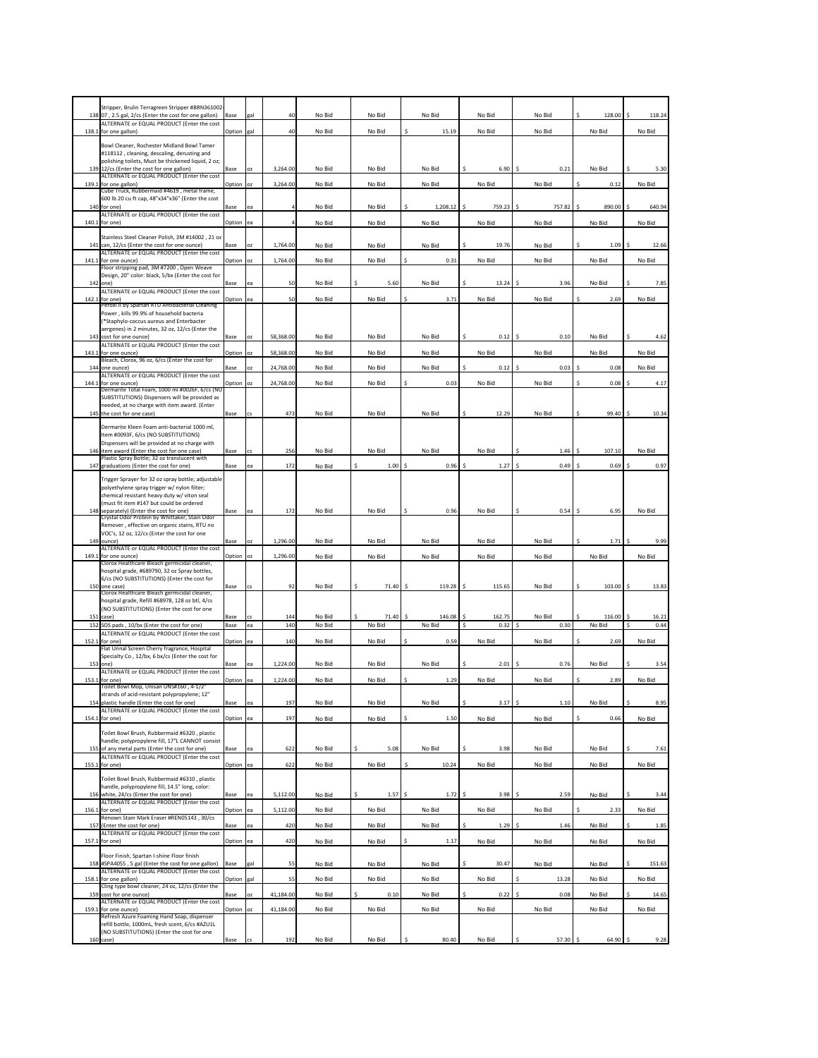| | | | | | | | | | | | |
|---|---|---|---|---|---|---|---|---|---|---|---|
| 138 | Stripper, Brulin Terragreen Stripper #BRN361002-07 , 2.5 gal, 2/cs (Enter the cost for one gallon) | Base | gal | 40 | No Bid | No Bid | No Bid | No Bid | No Bid | $ 128.00 | $ 118.24 |
| 138.1 | ALTERNATE or EQUAL PRODUCT (Enter the cost for one gallon) | Option | gal | 40 | No Bid | No Bid | $ 15.19 | No Bid | No Bid | No Bid | No Bid |
| 139 | Bowl Cleaner, Rochester Midland Bowl Tamer #118112 , cleaning, descaling, derusting and polishing toilets, Must be thickened liquid, 2 oz; 12/cs (Enter the cost for one gallon) | Base | oz | 3,264.00 | No Bid | No Bid | No Bid | $ 6.90 | $ 0.21 | No Bid | $ 5.30 |
| 139.1 | ALTERNATE or EQUAL PRODUCT (Enter the cost for one gallon) | Option | oz | 3,264.00 | No Bid | No Bid | No Bid | No Bid | No Bid | $ 0.12 | No Bid |
| 140 | Cube Truck, Rubbermaid #4619 , metal frame, 600 lb 20 cu ft cap, 48"x34"x36" (Enter the cost for one) | Base | ea | 4 | No Bid | No Bid | $ 1,208.12 | $ 759.23 | $ 757.82 | $ 890.00 | $ 640.94 |
| 140.1 | ALTERNATE or EQUAL PRODUCT (Enter the cost for one) | Option | ea | 4 | No Bid | No Bid | No Bid | No Bid | No Bid | No Bid | No Bid |
| 141 | Stainless Steel Cleaner Polish, 3M #14002 , 21 oz can, 12/cs (Enter the cost for one ounce) | Base | oz | 1,764.00 | No Bid | No Bid | No Bid | $ 19.76 | No Bid | $ 1.09 | $ 12.66 |
| 141.1 | ALTERNATE or EQUAL PRODUCT (Enter the cost for one ounce) | Option | oz | 1,764.00 | No Bid | No Bid | $ 0.31 | No Bid | No Bid | No Bid | No Bid |
| 142 | Floor stripping pad, 3M #7200 , Open Weave Design, 20" color: black, 5/bx (Enter the cost for one) | Base | ea | 50 | No Bid | $ 5.60 | No Bid | $ 13.24 | $ 3.96 | No Bid | $ 7.85 |
| 142.1 | ALTERNATE or EQUAL PRODUCT (Enter the cost for one) | Option | ea | 50 | No Bid | No Bid | $ 3.71 | No Bid | No Bid | $ 2.69 | No Bid |
| 143 | Peroxi II by Spartan RTU Antibacterial Cleaning Power , kills 99.9% of household bacteria (*Staphylo-coccus aureus and Enterbacter aergenes) in 2 minutes, 32 oz, 12/cs (Enter the cost for one ounce) | Base | oz | 58,368.00 | No Bid | No Bid | No Bid | $ 0.12 | $ 0.10 | No Bid | $ 4.62 |
| 143.1 | ALTERNATE or EQUAL PRODUCT (Enter the cost for one ounce) | Option | oz | 58,368.00 | No Bid | No Bid | No Bid | No Bid | No Bid | No Bid | No Bid |
| 144 | Bleach, Clorox, 96 oz, 6/cs (Enter the cost for one ounce) | Base | oz | 24,768.00 | No Bid | No Bid | No Bid | $ 0.12 | $ 0.03 | $ 0.08 | No Bid |
| 144.1 | ALTERNATE or EQUAL PRODUCT (Enter the cost for one ounce) | Option | oz | 24,768.00 | No Bid | No Bid | $ 0.03 | No Bid | No Bid | $ 0.08 | $ 4.17 |
| 145 | Dermarite Total Foam, 1000 ml #0026F, 6/cs (NO SUBSTITUTIONS) Dispensers will be provided as needed, at no charge with item award. (Enter the cost for one case) | Base | cs | 473 | No Bid | No Bid | No Bid | $ 12.29 | No Bid | $ 99.40 | $ 10.34 |
| 146 | Dermarite Kleen Foam anti-bacterial 1000 ml, Item #0093F, 6/cs (NO SUBSTITUTIONS) Dispensers will be provided at no charge with item award (Enter the cost for one case) | Base | cs | 256 | No Bid | No Bid | No Bid | No Bid | $ 1.46 | $ 107.10 | No Bid |
| 147 | Plastic Spray Bottle; 32 oz translucent with graduations (Enter the cost for one) | Base | ea | 172 | No Bid | $ 1.00 | $ 0.96 | $ 1.27 | $ 0.49 | $ 0.69 | $ 0.97 |
| 148 | Trigger Sprayer for 32 oz spray bottle; adjustable polyethylene spray trigger w/ nylon filter; chemical resistant heavy duty w/ viton seal (must fit item #147 but could be ordered separately) (Enter the cost for one) | Base | ea | 172 | No Bid | No Bid | $ 0.96 | No Bid | $ 0.54 | $ 6.95 | No Bid |
| 149 | Crystal Odor Protein by Whittaker, Stain Odor Remover , effective on organic stains, RTU no VOC's, 12 oz, 12/cs (Enter the cost for one ounce) | Base | oz | 1,296.00 | No Bid | No Bid | No Bid | No Bid | No Bid | $ 1.71 | $ 9.99 |
| 149.1 | ALTERNATE or EQUAL PRODUCT (Enter the cost for one ounce) | Option | oz | 1,296.00 | No Bid | No Bid | No Bid | No Bid | No Bid | No Bid | No Bid |
| 150 | Clorox Healthcare Bleach germicidal cleaner, hospital grade, #689790, 32 oz Spray bottles, 6/cs (NO SUBSTITUTIONS) (Enter the cost for one case) | Base | cs | 92 | No Bid | $ 71.40 | $ 119.28 | $ 115.65 | No Bid | $ 103.00 | $ 13.83 |
| 151 | Clorox Healthcare Bleach germicidal cleaner, hospital grade, Refill #68978, 128 oz btl, 4/cs (NO SUBSTITUTIONS) (Enter the cost for one case) | Base | cs | 144 | No Bid | $ 71.40 | $ 146.08 | $ 162.75 | No Bid | $ 116.00 | $ 16.21 |
| 152 | SOS pads , 10/bx (Enter the cost for one) | Base | ea | 140 | No Bid | No Bid | No Bid | $ 0.32 | $ 0.30 | No Bid | $ 0.44 |
| 152.1 | ALTERNATE or EQUAL PRODUCT (Enter the cost for one) | Option | ea | 140 | No Bid | No Bid | $ 0.59 | No Bid | No Bid | $ 2.69 | No Bid |
| 153 | Flat Urinal Screen Cherry fragrance, Hospital Specialty Co , 12/bx, 6 bx/cs (Enter the cost for one) | Base | ea | 1,224.00 | No Bid | No Bid | No Bid | $ 2.01 | $ 0.76 | No Bid | $ 3.54 |
| 153.1 | ALTERNATE or EQUAL PRODUCT (Enter the cost for one) | Option | ea | 1,224.00 | No Bid | No Bid | $ 1.29 | No Bid | No Bid | $ 2.89 | No Bid |
| 154 | Toilet Bowl Mop, Unisan UNS#160 , 4-1/2" strands of acid-resistant polypropylene; 12" plastic handle (Enter the cost for one) | Base | ea | 197 | No Bid | No Bid | No Bid | $ 3.17 | $ 1.10 | No Bid | $ 8.95 |
| 154.1 | ALTERNATE or EQUAL PRODUCT (Enter the cost for one) | Option | ea | 197 | No Bid | No Bid | $ 1.50 | No Bid | No Bid | $ 0.66 | No Bid |
| 155 | Toilet Bowl Brush, Rubbermaid #6320 , plastic handle; polypropylene fill, 17"L CANNOT consist of any metal parts (Enter the cost for one) | Base | ea | 622 | No Bid | $ 5.08 | No Bid | $ 3.98 | No Bid | No Bid | $ 7.61 |
| 155.1 | ALTERNATE or EQUAL PRODUCT (Enter the cost for one) | Option | ea | 622 | No Bid | No Bid | $ 10.24 | No Bid | No Bid | No Bid | No Bid |
| 156 | Toilet Bowl Brush, Rubbermaid #6310 , plastic handle, polypropylene fill, 14.5" long, color: white, 24/cs (Enter the cost for one) | Base | ea | 5,112.00 | No Bid | $ 1.57 | $ 1.72 | $ 3.98 | $ 2.59 | No Bid | $ 3.44 |
| 156.1 | ALTERNATE or EQUAL PRODUCT (Enter the cost for one) | Option | ea | 5,112.00 | No Bid | No Bid | No Bid | No Bid | No Bid | $ 2.33 | No Bid |
| 157 | Renown Stain Mark Eraser #REN05143 , 30/cs (Enter the cost for one) | Base | ea | 420 | No Bid | No Bid | No Bid | $ 1.29 | $ 1.46 | No Bid | $ 1.85 |
| 157.1 | ALTERNATE or EQUAL PRODUCT (Enter the cost for one) | Option | ea | 420 | No Bid | No Bid | $ 1.17 | No Bid | No Bid | No Bid | No Bid |
| 158 | Floor Finish, Spartan I-shine Floor finish #SPA4055 , 5 gal (Enter the cost for one gallon) | Base | gal | 55 | No Bid | No Bid | No Bid | $ 30.47 | No Bid | No Bid | $ 151.63 |
| 158.1 | ALTERNATE or EQUAL PRODUCT (Enter the cost for one gallon) | Option | gal | 55 | No Bid | No Bid | No Bid | No Bid | $ 13.28 | No Bid | No Bid |
| 159 | Cling type bowl cleaner, 24 oz, 12/cs (Enter the cost for one ounce) | Base | oz | 41,184.00 | No Bid | $ 0.10 | No Bid | $ 0.22 | $ 0.08 | No Bid | $ 14.65 |
| 159.1 | ALTERNATE or EQUAL PRODUCT (Enter the cost for one ounce) | Option | oz | 41,184.00 | No Bid | No Bid | No Bid | No Bid | No Bid | No Bid | No Bid |
| 160 | Refresh Azure Foaming Hand Soap, dispenser refill bottle, 1000mL, fresh scent, 6/cs #AZU1L (NO SUBSTITUTIONS) (Enter the cost for one case) | Base | cs | 192 | No Bid | No Bid | $ 80.40 | No Bid | $ 57.30 | $ 64.90 | $ 9.28 |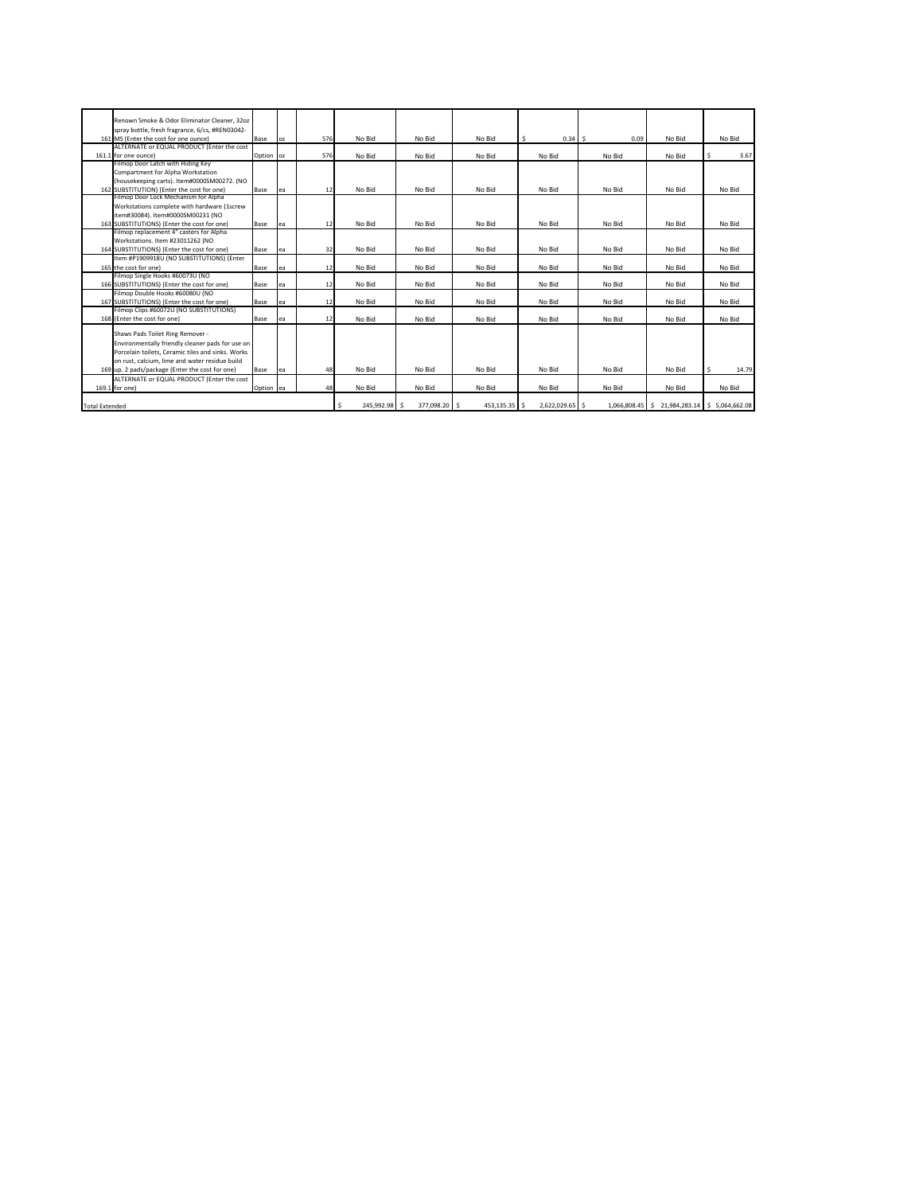| | | | | | | | | | | | |
|---|---|---|---|---|---|---|---|---|---|---|---|
| 161 | Renown Smoke & Odor Eliminator Cleaner, 32oz spray bottle, fresh fragrance, 6/cs, #REN03042-MS (Enter the cost for one ounce) | Base | oz | 576 | No Bid | No Bid | No Bid | $ 0.34 | $ 0.09 | No Bid | No Bid |
| 161.1 | ALTERNATE or EQUAL PRODUCT (Enter the cost for one ounce) | Option | oz | 576 | No Bid | No Bid | No Bid | No Bid | No Bid | No Bid | $ 3.67 |
| 162 | Filmop Door Latch with Hiding Key Compartment for Alpha Workstation (housekeeping carts). Item#0000SM00272. (NO SUBSTITUTION) (Enter the cost for one) | Base | ea | 12 | No Bid | No Bid | No Bid | No Bid | No Bid | No Bid | No Bid |
| 163 | Filmop Door Lock Mechanism for Alpha Workstations complete with hardware (1screw item#30084). Item#0000SM00231 (NO SUBSTITUTIONS) (Enter the cost for one) | Base | ea | 12 | No Bid | No Bid | No Bid | No Bid | No Bid | No Bid | No Bid |
| 164 | Filmop replacement 4" casters for Alpha Workstations. Item #23011262 (NO SUBSTITUTIONS) (Enter the cost for one) | Base | ea | 32 | No Bid | No Bid | No Bid | No Bid | No Bid | No Bid | No Bid |
| 165 | Item #P1909918U (NO SUBSTITUTIONS) (Enter the cost for one) | Base | ea | 12 | No Bid | No Bid | No Bid | No Bid | No Bid | No Bid | No Bid |
| 166 | Filmop Single Hooks #60073U (NO SUBSTITUTIONS) (Enter the cost for one) | Base | ea | 12 | No Bid | No Bid | No Bid | No Bid | No Bid | No Bid | No Bid |
| 167 | Filmop Double Hooks #60080U (NO SUBSTITUTIONS) (Enter the cost for one) | Base | ea | 12 | No Bid | No Bid | No Bid | No Bid | No Bid | No Bid | No Bid |
| 168 | Filmop Clips #60072U (NO SUBSTITUTIONS) (Enter the cost for one) | Base | ea | 12 | No Bid | No Bid | No Bid | No Bid | No Bid | No Bid | No Bid |
| 169 | Shaws Pads Toilet Ring Remover - Environmentally friendly cleaner pads for use on Porcelain toilets, Ceramic tiles and sinks. Works on rust, calcium, lime and water residue build up. 2 pads/package (Enter the cost for one) | Base | ea | 48 | No Bid | No Bid | No Bid | No Bid | No Bid | No Bid | $ 14.79 |
| 169.1 | ALTERNATE or EQUAL PRODUCT (Enter the cost for one) | Option | ea | 48 | No Bid | No Bid | No Bid | No Bid | No Bid | No Bid | No Bid |
| Total Extended | | | | | $ 245,992.98 | $ 377,098.20 | $ 453,135.35 | $ 2,622,029.65 | $ 1,066,808.45 | $ 21,984,283.14 | $ 5,064,662.08 |